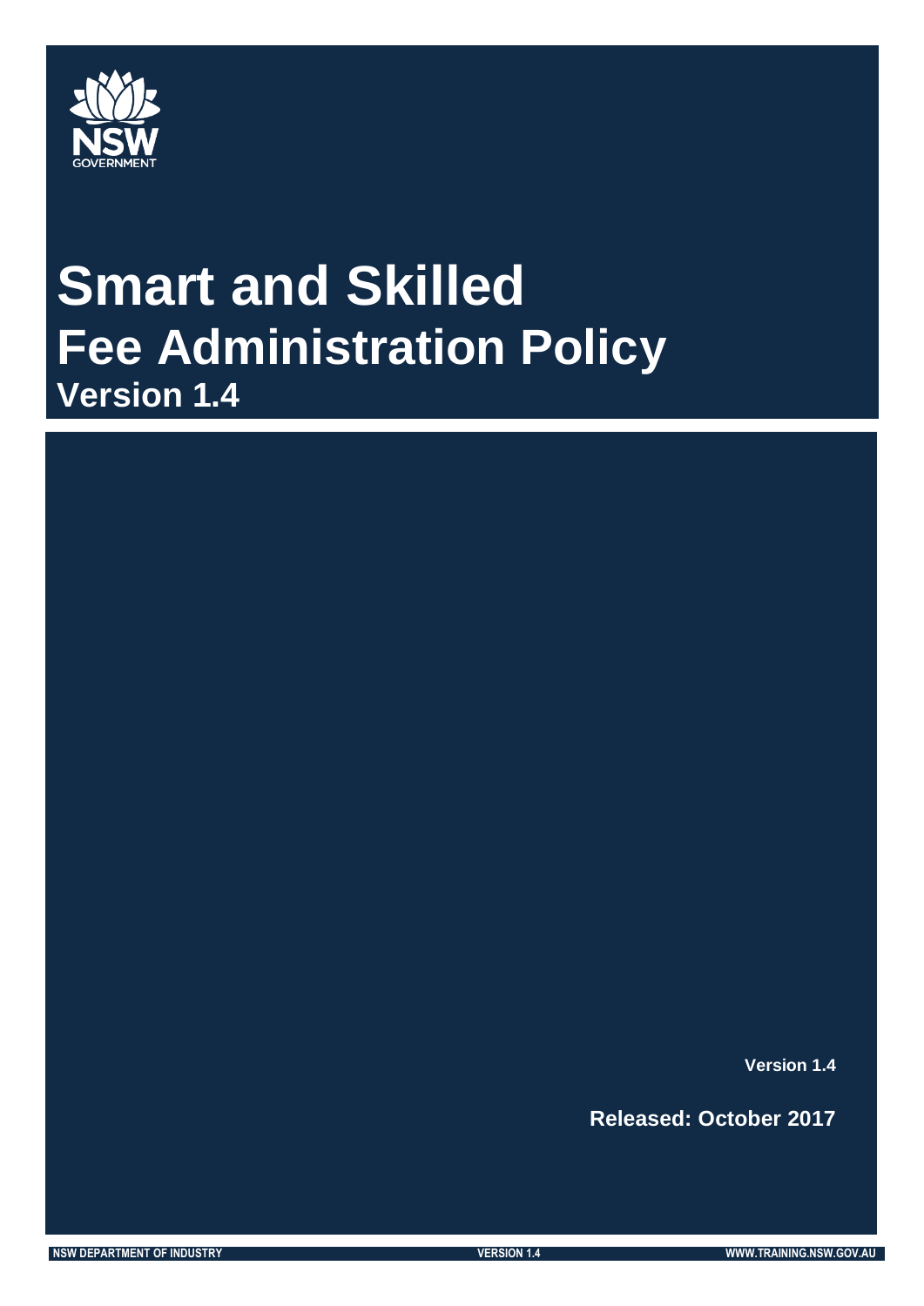# Smart and Skilled

## Fee Administration Policy

### Version 1.4

**Version 1.4**

**Released: October 2017**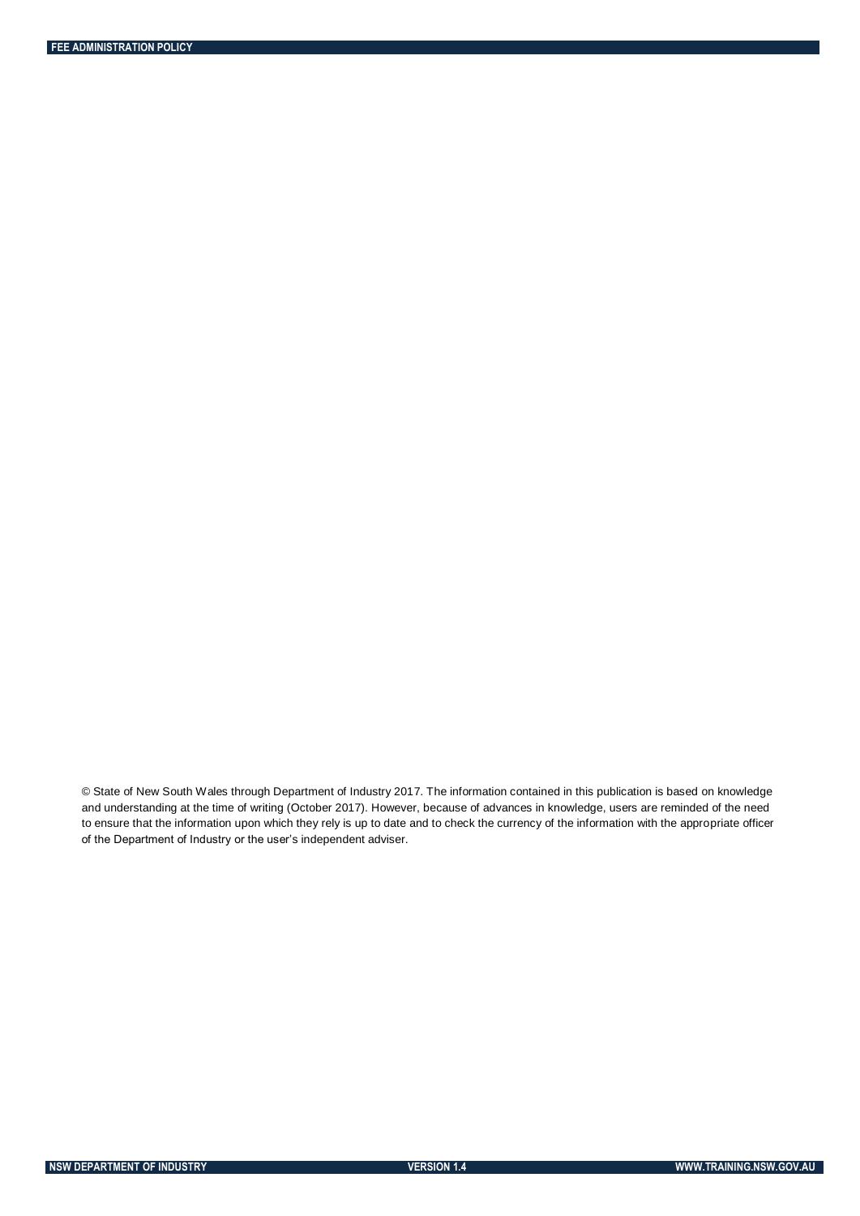© State of New South Wales through Department of Industry 2017. The information contained in this publication is based on knowledge and understanding at the time of writing (October 2017). However, because of advances in knowledge, users are reminded of the need to ensure that the information upon which they rely is up to date and to check the currency of the information with the appropriate officer of the Department of Industry or the user's independent adviser.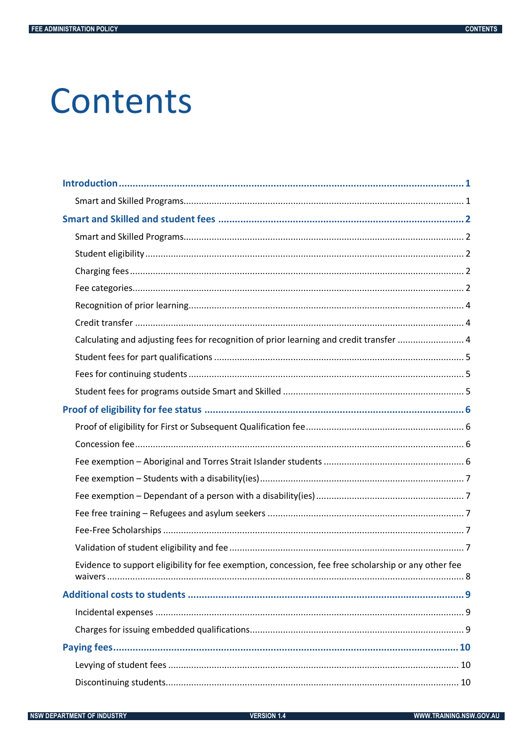# Contents

- **Introduction** ... 1
  - Smart and Skilled Programs ... 1
- **Smart and Skilled and student fees** ... 2
  - Smart and Skilled Programs ... 2
  - Student eligibility ... 2
  - Charging fees ... 2
  - Fee categories ... 2
  - Recognition of prior learning ... 4
  - Credit transfer ... 4
  - Calculating and adjusting fees for recognition of prior learning and credit transfer ... 4
  - Student fees for part qualifications ... 5
  - Fees for continuing students ... 5
  - Student fees for programs outside Smart and Skilled ... 5
- **Proof of eligibility for fee status** ... 6
  - Proof of eligibility for First or Subsequent Qualification fee ... 6
  - Concession fee ... 6
  - Fee exemption – Aboriginal and Torres Strait Islander students ... 6
  - Fee exemption – Students with a disability(ies) ... 7
  - Fee exemption – Dependant of a person with a disability(ies) ... 7
  - Fee free training – Refugees and asylum seekers ... 7
  - Fee-Free Scholarships ... 7
  - Validation of student eligibility and fee ... 7
  - Evidence to support eligibility for fee exemption, concession, fee free scholarship or any other fee waivers ... 8
- **Additional costs to students** ... 9
  - Incidental expenses ... 9
  - Charges for issuing embedded qualifications ... 9
- **Paying fees** ... 10
  - Levying of student fees ... 10
  - Discontinuing students ... 10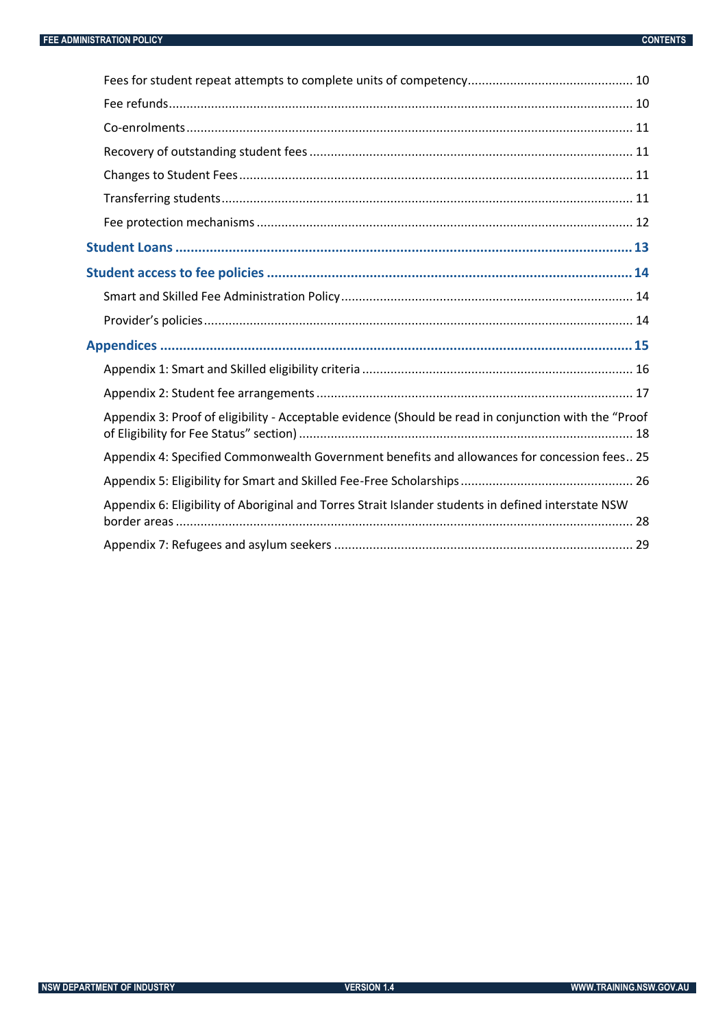Fees for student repeat attempts to complete units of competency .... 10

Fee refunds .... 10

Co-enrolments .... 11

Recovery of outstanding student fees .... 11

Changes to Student Fees .... 11

Transferring students .... 11

Fee protection mechanisms .... 12

**Student Loans .... 13**

**Student access to fee policies .... 14**

Smart and Skilled Fee Administration Policy .... 14

Provider's policies .... 14

**Appendices .... 15**

Appendix 1: Smart and Skilled eligibility criteria .... 16

Appendix 2: Student fee arrangements .... 17

Appendix 3: Proof of eligibility - Acceptable evidence (Should be read in conjunction with the "Proof of Eligibility for Fee Status" section) .... 18

Appendix 4: Specified Commonwealth Government benefits and allowances for concession fees .. 25

Appendix 5: Eligibility for Smart and Skilled Fee-Free Scholarships .... 26

Appendix 6: Eligibility of Aboriginal and Torres Strait Islander students in defined interstate NSW border areas .... 28

Appendix 7: Refugees and asylum seekers .... 29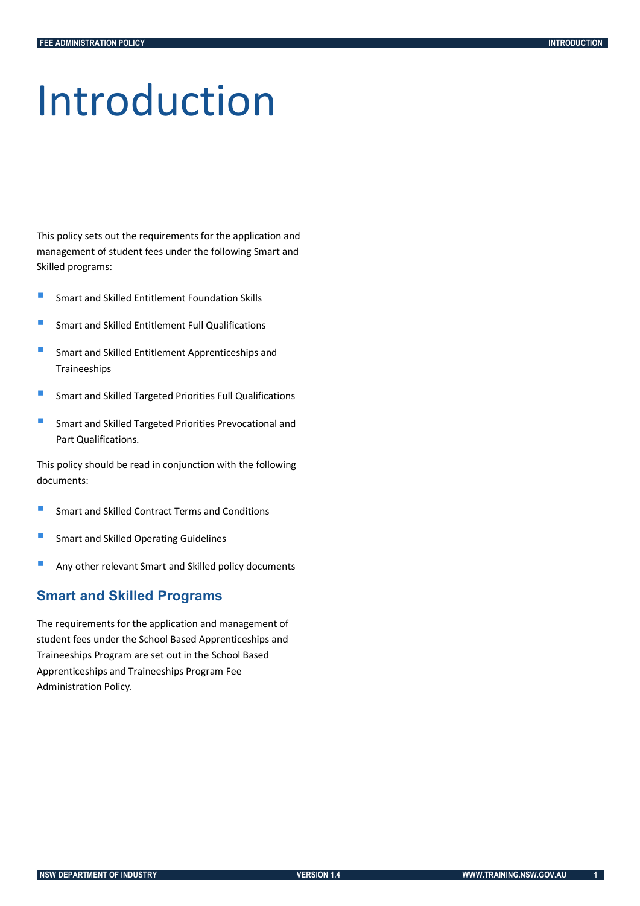# Introduction

This policy sets out the requirements for the application and management of student fees under the following Smart and Skilled programs:

- Smart and Skilled Entitlement Foundation Skills
- Smart and Skilled Entitlement Full Qualifications
- Smart and Skilled Entitlement Apprenticeships and Traineeships
- Smart and Skilled Targeted Priorities Full Qualifications
- Smart and Skilled Targeted Priorities Prevocational and Part Qualifications.

This policy should be read in conjunction with the following documents:

- Smart and Skilled Contract Terms and Conditions
- Smart and Skilled Operating Guidelines
- Any other relevant Smart and Skilled policy documents

## Smart and Skilled Programs

The requirements for the application and management of student fees under the School Based Apprenticeships and Traineeships Program are set out in the School Based Apprenticeships and Traineeships Program Fee Administration Policy.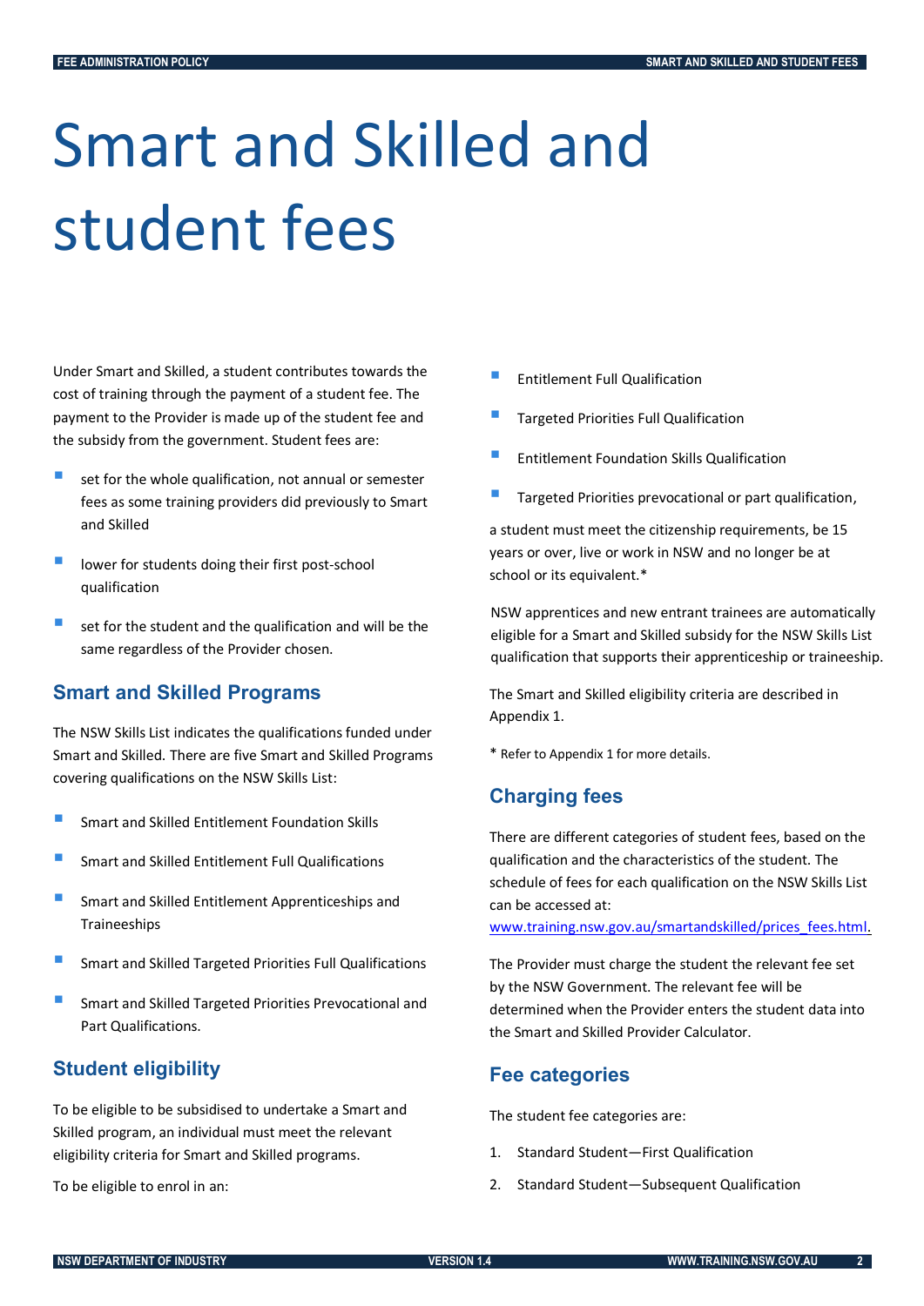# Smart and Skilled and student fees

Under Smart and Skilled, a student contributes towards the cost of training through the payment of a student fee. The payment to the Provider is made up of the student fee and the subsidy from the government. Student fees are:

- set for the whole qualification, not annual or semester fees as some training providers did previously to Smart and Skilled
- lower for students doing their first post-school qualification
- set for the student and the qualification and will be the same regardless of the Provider chosen.

## Smart and Skilled Programs

The NSW Skills List indicates the qualifications funded under Smart and Skilled. There are five Smart and Skilled Programs covering qualifications on the NSW Skills List:

- Smart and Skilled Entitlement Foundation Skills
- Smart and Skilled Entitlement Full Qualifications
- Smart and Skilled Entitlement Apprenticeships and Traineeships
- Smart and Skilled Targeted Priorities Full Qualifications
- Smart and Skilled Targeted Priorities Prevocational and Part Qualifications.

## Student eligibility

To be eligible to be subsidised to undertake a Smart and Skilled program, an individual must meet the relevant eligibility criteria for Smart and Skilled programs.

To be eligible to enrol in an:

- Entitlement Full Qualification
- Targeted Priorities Full Qualification
- Entitlement Foundation Skills Qualification
- Targeted Priorities prevocational or part qualification,

a student must meet the citizenship requirements, be 15 years or over, live or work in NSW and no longer be at school or its equivalent.*

NSW apprentices and new entrant trainees are automatically eligible for a Smart and Skilled subsidy for the NSW Skills List qualification that supports their apprenticeship or traineeship.

The Smart and Skilled eligibility criteria are described in Appendix 1.

* Refer to Appendix 1 for more details.

## Charging fees

There are different categories of student fees, based on the qualification and the characteristics of the student. The schedule of fees for each qualification on the NSW Skills List can be accessed at: www.training.nsw.gov.au/smartandskilled/prices_fees.html.

The Provider must charge the student the relevant fee set by the NSW Government. The relevant fee will be determined when the Provider enters the student data into the Smart and Skilled Provider Calculator.

## Fee categories

The student fee categories are:

1. Standard Student—First Qualification
2. Standard Student—Subsequent Qualification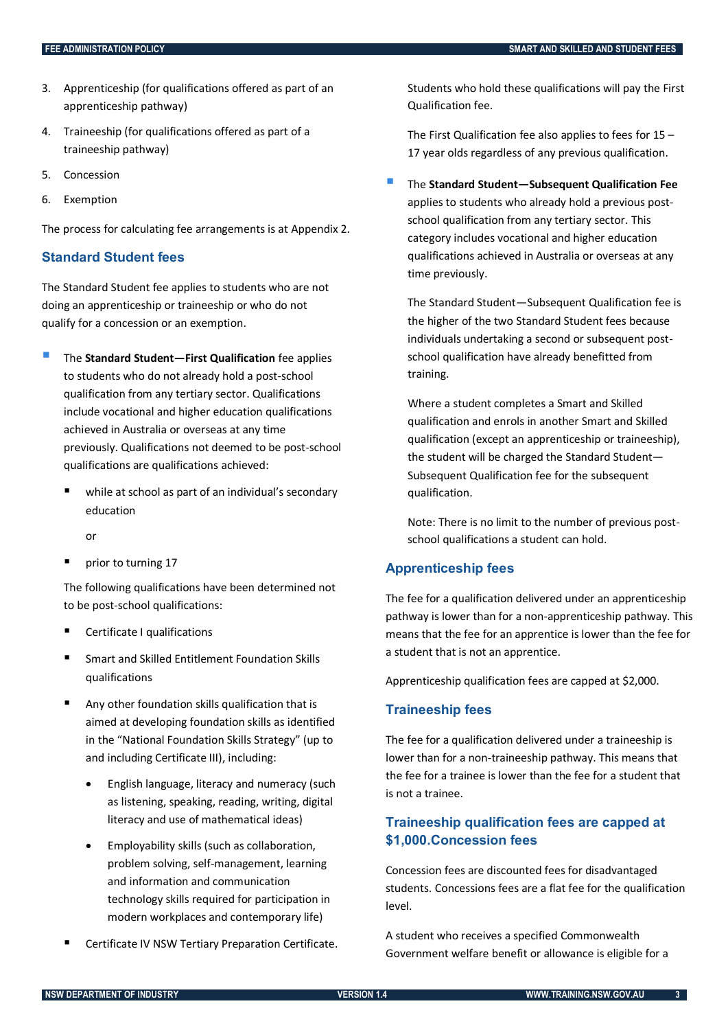3. Apprenticeship (for qualifications offered as part of an apprenticeship pathway)
4. Traineeship (for qualifications offered as part of a traineeship pathway)
5. Concession
6. Exemption

The process for calculating fee arrangements is at Appendix 2.

### Standard Student fees

The Standard Student fee applies to students who are not doing an apprenticeship or traineeship or who do not qualify for a concession or an exemption.

- The **Standard Student—First Qualification** fee applies to students who do not already hold a post-school qualification from any tertiary sector. Qualifications include vocational and higher education qualifications achieved in Australia or overseas at any time previously. Qualifications not deemed to be post-school qualifications are qualifications achieved:
  - while at school as part of an individual's secondary education

    or

  - prior to turning 17

  The following qualifications have been determined not to be post-school qualifications:

  - Certificate I qualifications
  - Smart and Skilled Entitlement Foundation Skills qualifications
  - Any other foundation skills qualification that is aimed at developing foundation skills as identified in the "National Foundation Skills Strategy" (up to and including Certificate III), including:
    - English language, literacy and numeracy (such as listening, speaking, reading, writing, digital literacy and use of mathematical ideas)
    - Employability skills (such as collaboration, problem solving, self-management, learning and information and communication technology skills required for participation in modern workplaces and contemporary life)
  - Certificate IV NSW Tertiary Preparation Certificate.

  Students who hold these qualifications will pay the First Qualification fee.

  The First Qualification fee also applies to fees for 15 – 17 year olds regardless of any previous qualification.

- The **Standard Student—Subsequent Qualification Fee** applies to students who already hold a previous post-school qualification from any tertiary sector. This category includes vocational and higher education qualifications achieved in Australia or overseas at any time previously.

  The Standard Student—Subsequent Qualification fee is the higher of the two Standard Student fees because individuals undertaking a second or subsequent post-school qualification have already benefitted from training.

  Where a student completes a Smart and Skilled qualification and enrols in another Smart and Skilled qualification (except an apprenticeship or traineeship), the student will be charged the Standard Student—Subsequent Qualification fee for the subsequent qualification.

  Note: There is no limit to the number of previous post-school qualifications a student can hold.

### Apprenticeship fees

The fee for a qualification delivered under an apprenticeship pathway is lower than for a non-apprenticeship pathway. This means that the fee for an apprentice is lower than the fee for a student that is not an apprentice.

Apprenticeship qualification fees are capped at $2,000.

### Traineeship fees

The fee for a qualification delivered under a traineeship is lower than for a non-traineeship pathway. This means that the fee for a trainee is lower than the fee for a student that is not a trainee.

### Traineeship qualification fees are capped at $1,000.Concession fees

Concession fees are discounted fees for disadvantaged students. Concessions fees are a flat fee for the qualification level.

A student who receives a specified Commonwealth Government welfare benefit or allowance is eligible for a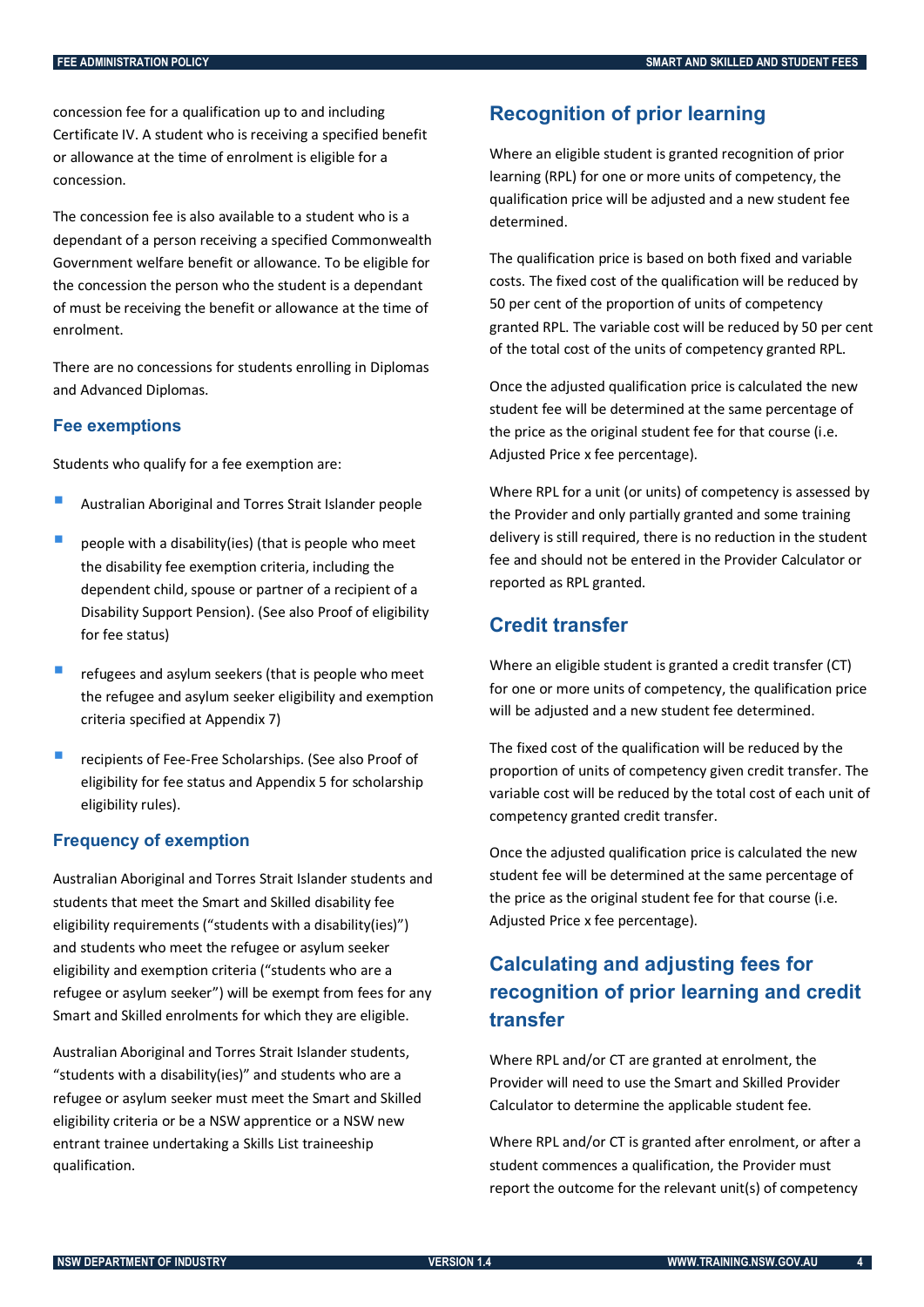concession fee for a qualification up to and including Certificate IV. A student who is receiving a specified benefit or allowance at the time of enrolment is eligible for a concession.

The concession fee is also available to a student who is a dependant of a person receiving a specified Commonwealth Government welfare benefit or allowance. To be eligible for the concession the person who the student is a dependant of must be receiving the benefit or allowance at the time of enrolment.

There are no concessions for students enrolling in Diplomas and Advanced Diplomas.

### Fee exemptions

Students who qualify for a fee exemption are:

- Australian Aboriginal and Torres Strait Islander people
- people with a disability(ies) (that is people who meet the disability fee exemption criteria, including the dependent child, spouse or partner of a recipient of a Disability Support Pension). (See also Proof of eligibility for fee status)
- refugees and asylum seekers (that is people who meet the refugee and asylum seeker eligibility and exemption criteria specified at Appendix 7)
- recipients of Fee-Free Scholarships. (See also Proof of eligibility for fee status and Appendix 5 for scholarship eligibility rules).

### Frequency of exemption

Australian Aboriginal and Torres Strait Islander students and students that meet the Smart and Skilled disability fee eligibility requirements ("students with a disability(ies)") and students who meet the refugee or asylum seeker eligibility and exemption criteria ("students who are a refugee or asylum seeker") will be exempt from fees for any Smart and Skilled enrolments for which they are eligible.

Australian Aboriginal and Torres Strait Islander students, "students with a disability(ies)" and students who are a refugee or asylum seeker must meet the Smart and Skilled eligibility criteria or be a NSW apprentice or a NSW new entrant trainee undertaking a Skills List traineeship qualification.

## Recognition of prior learning

Where an eligible student is granted recognition of prior learning (RPL) for one or more units of competency, the qualification price will be adjusted and a new student fee determined.

The qualification price is based on both fixed and variable costs. The fixed cost of the qualification will be reduced by 50 per cent of the proportion of units of competency granted RPL. The variable cost will be reduced by 50 per cent of the total cost of the units of competency granted RPL.

Once the adjusted qualification price is calculated the new student fee will be determined at the same percentage of the price as the original student fee for that course (i.e. Adjusted Price x fee percentage).

Where RPL for a unit (or units) of competency is assessed by the Provider and only partially granted and some training delivery is still required, there is no reduction in the student fee and should not be entered in the Provider Calculator or reported as RPL granted.

## Credit transfer

Where an eligible student is granted a credit transfer (CT) for one or more units of competency, the qualification price will be adjusted and a new student fee determined.

The fixed cost of the qualification will be reduced by the proportion of units of competency given credit transfer. The variable cost will be reduced by the total cost of each unit of competency granted credit transfer.

Once the adjusted qualification price is calculated the new student fee will be determined at the same percentage of the price as the original student fee for that course (i.e. Adjusted Price x fee percentage).

## Calculating and adjusting fees for recognition of prior learning and credit transfer

Where RPL and/or CT are granted at enrolment, the Provider will need to use the Smart and Skilled Provider Calculator to determine the applicable student fee.

Where RPL and/or CT is granted after enrolment, or after a student commences a qualification, the Provider must report the outcome for the relevant unit(s) of competency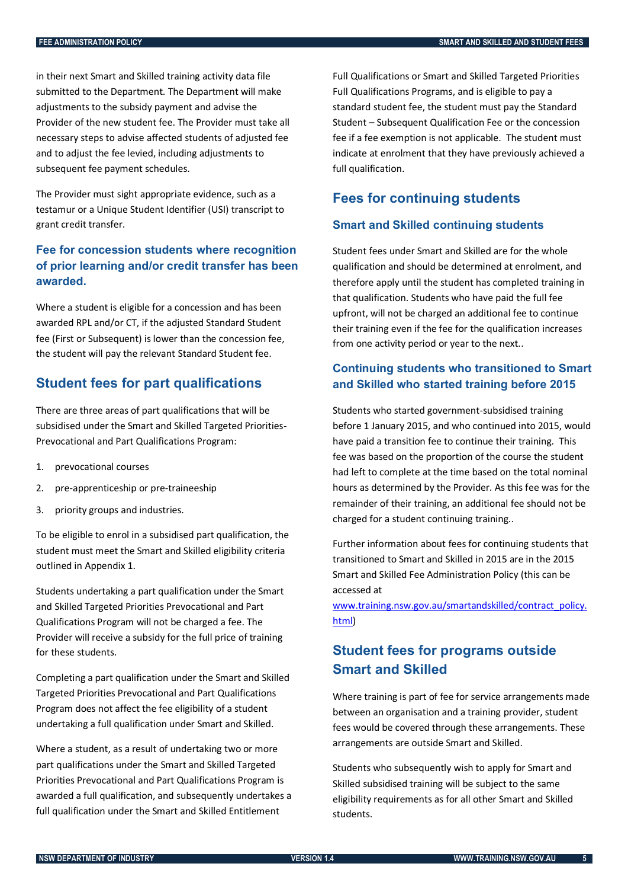in their next Smart and Skilled training activity data file submitted to the Department. The Department will make adjustments to the subsidy payment and advise the Provider of the new student fee. The Provider must take all necessary steps to advise affected students of adjusted fee and to adjust the fee levied, including adjustments to subsequent fee payment schedules.

The Provider must sight appropriate evidence, such as a testamur or a Unique Student Identifier (USI) transcript to grant credit transfer.

### Fee for concession students where recognition of prior learning and/or credit transfer has been awarded.

Where a student is eligible for a concession and has been awarded RPL and/or CT, if the adjusted Standard Student fee (First or Subsequent) is lower than the concession fee, the student will pay the relevant Standard Student fee.

## Student fees for part qualifications

There are three areas of part qualifications that will be subsidised under the Smart and Skilled Targeted Priorities-Prevocational and Part Qualifications Program:

1. prevocational courses
2. pre-apprenticeship or pre-traineeship
3. priority groups and industries.

To be eligible to enrol in a subsidised part qualification, the student must meet the Smart and Skilled eligibility criteria outlined in Appendix 1.

Students undertaking a part qualification under the Smart and Skilled Targeted Priorities Prevocational and Part Qualifications Program will not be charged a fee. The Provider will receive a subsidy for the full price of training for these students.

Completing a part qualification under the Smart and Skilled Targeted Priorities Prevocational and Part Qualifications Program does not affect the fee eligibility of a student undertaking a full qualification under Smart and Skilled.

Where a student, as a result of undertaking two or more part qualifications under the Smart and Skilled Targeted Priorities Prevocational and Part Qualifications Program is awarded a full qualification, and subsequently undertakes a full qualification under the Smart and Skilled Entitlement Full Qualifications or Smart and Skilled Targeted Priorities Full Qualifications Programs, and is eligible to pay a standard student fee, the student must pay the Standard Student – Subsequent Qualification Fee or the concession fee if a fee exemption is not applicable. The student must indicate at enrolment that they have previously achieved a full qualification.

## Fees for continuing students

### Smart and Skilled continuing students

Student fees under Smart and Skilled are for the whole qualification and should be determined at enrolment, and therefore apply until the student has completed training in that qualification. Students who have paid the full fee upfront, will not be charged an additional fee to continue their training even if the fee for the qualification increases from one activity period or year to the next..

### Continuing students who transitioned to Smart and Skilled who started training before 2015

Students who started government-subsidised training before 1 January 2015, and who continued into 2015, would have paid a transition fee to continue their training. This fee was based on the proportion of the course the student had left to complete at the time based on the total nominal hours as determined by the Provider. As this fee was for the remainder of their training, an additional fee should not be charged for a student continuing training..

Further information about fees for continuing students that transitioned to Smart and Skilled in 2015 are in the 2015 Smart and Skilled Fee Administration Policy (this can be accessed at www.training.nsw.gov.au/smartandskilled/contract_policy.html)

## Student fees for programs outside Smart and Skilled

Where training is part of fee for service arrangements made between an organisation and a training provider, student fees would be covered through these arrangements. These arrangements are outside Smart and Skilled.

Students who subsequently wish to apply for Smart and Skilled subsidised training will be subject to the same eligibility requirements as for all other Smart and Skilled students.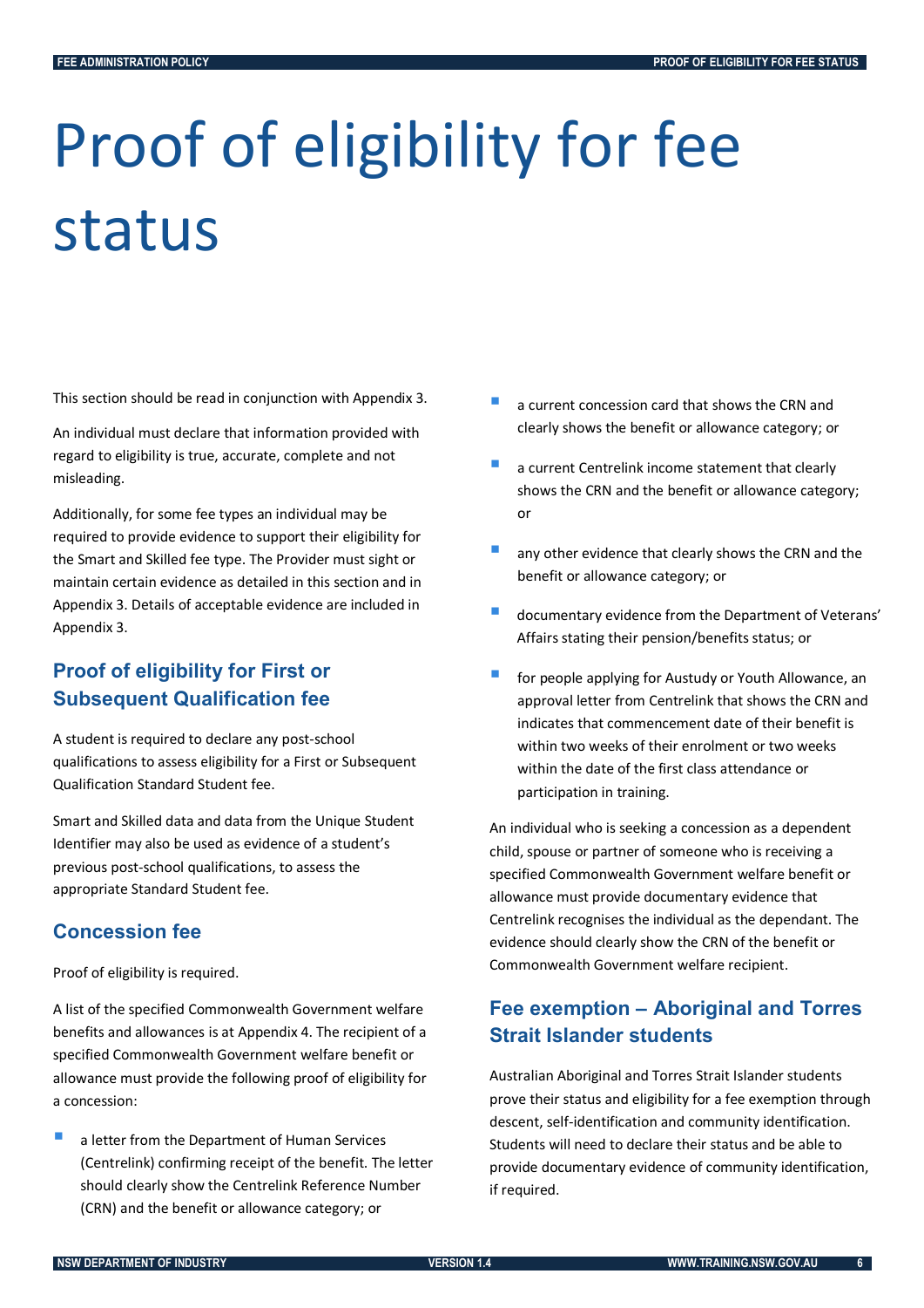# Proof of eligibility for fee status

This section should be read in conjunction with Appendix 3.

An individual must declare that information provided with regard to eligibility is true, accurate, complete and not misleading.

Additionally, for some fee types an individual may be required to provide evidence to support their eligibility for the Smart and Skilled fee type. The Provider must sight or maintain certain evidence as detailed in this section and in Appendix 3. Details of acceptable evidence are included in Appendix 3.

## Proof of eligibility for First or Subsequent Qualification fee

A student is required to declare any post-school qualifications to assess eligibility for a First or Subsequent Qualification Standard Student fee.

Smart and Skilled data and data from the Unique Student Identifier may also be used as evidence of a student's previous post-school qualifications, to assess the appropriate Standard Student fee.

## Concession fee

Proof of eligibility is required.

A list of the specified Commonwealth Government welfare benefits and allowances is at Appendix 4. The recipient of a specified Commonwealth Government welfare benefit or allowance must provide the following proof of eligibility for a concession:

- a letter from the Department of Human Services (Centrelink) confirming receipt of the benefit. The letter should clearly show the Centrelink Reference Number (CRN) and the benefit or allowance category; or
- a current concession card that shows the CRN and clearly shows the benefit or allowance category; or
- a current Centrelink income statement that clearly shows the CRN and the benefit or allowance category; or
- any other evidence that clearly shows the CRN and the benefit or allowance category; or
- documentary evidence from the Department of Veterans' Affairs stating their pension/benefits status; or
- for people applying for Austudy or Youth Allowance, an approval letter from Centrelink that shows the CRN and indicates that commencement date of their benefit is within two weeks of their enrolment or two weeks within the date of the first class attendance or participation in training.

An individual who is seeking a concession as a dependent child, spouse or partner of someone who is receiving a specified Commonwealth Government welfare benefit or allowance must provide documentary evidence that Centrelink recognises the individual as the dependant. The evidence should clearly show the CRN of the benefit or Commonwealth Government welfare recipient.

## Fee exemption – Aboriginal and Torres Strait Islander students

Australian Aboriginal and Torres Strait Islander students prove their status and eligibility for a fee exemption through descent, self-identification and community identification. Students will need to declare their status and be able to provide documentary evidence of community identification, if required.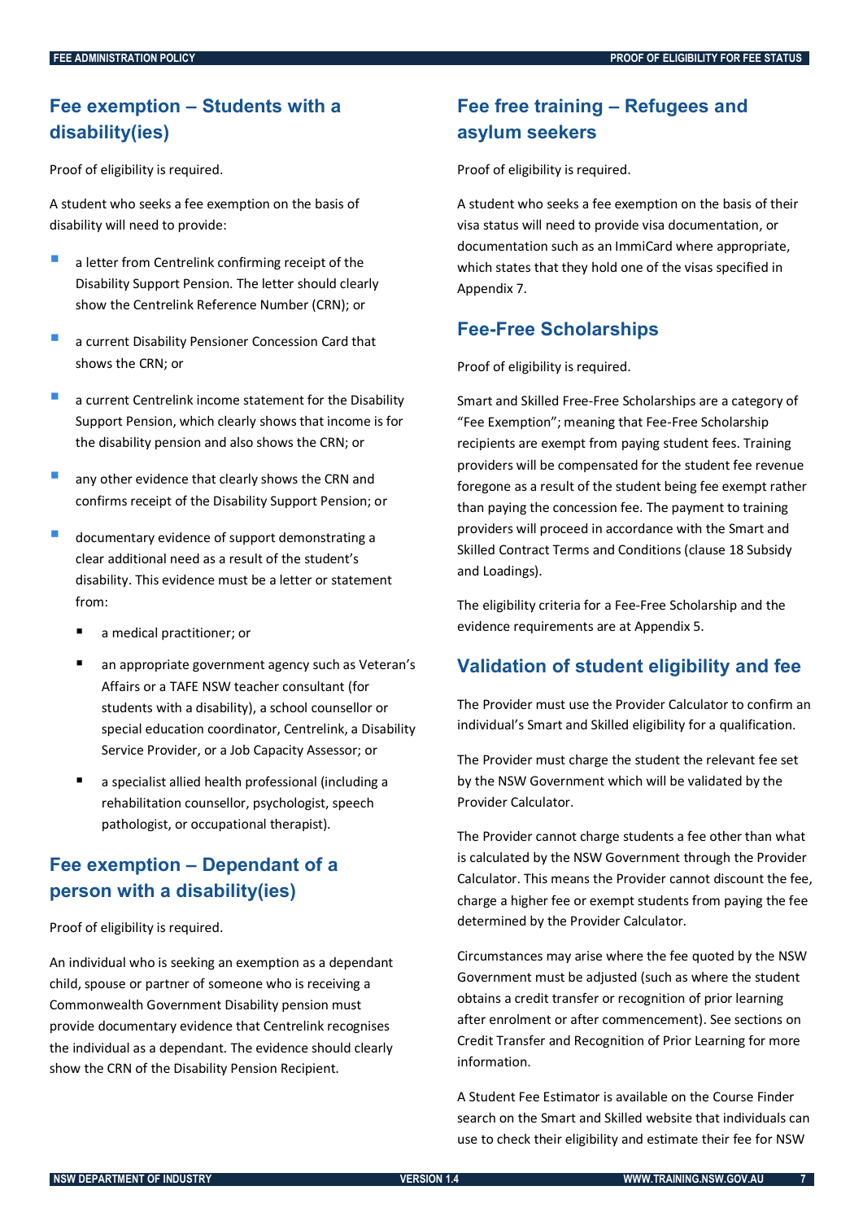## Fee exemption – Students with a disability(ies)

Proof of eligibility is required.

A student who seeks a fee exemption on the basis of disability will need to provide:

- a letter from Centrelink confirming receipt of the Disability Support Pension. The letter should clearly show the Centrelink Reference Number (CRN); or
- a current Disability Pensioner Concession Card that shows the CRN; or
- a current Centrelink income statement for the Disability Support Pension, which clearly shows that income is for the disability pension and also shows the CRN; or
- any other evidence that clearly shows the CRN and confirms receipt of the Disability Support Pension; or
- documentary evidence of support demonstrating a clear additional need as a result of the student's disability. This evidence must be a letter or statement from:
  - a medical practitioner; or
  - an appropriate government agency such as Veteran's Affairs or a TAFE NSW teacher consultant (for students with a disability), a school counsellor or special education coordinator, Centrelink, a Disability Service Provider, or a Job Capacity Assessor; or
  - a specialist allied health professional (including a rehabilitation counsellor, psychologist, speech pathologist, or occupational therapist).

## Fee exemption – Dependant of a person with a disability(ies)

Proof of eligibility is required.

An individual who is seeking an exemption as a dependant child, spouse or partner of someone who is receiving a Commonwealth Government Disability pension must provide documentary evidence that Centrelink recognises the individual as a dependant. The evidence should clearly show the CRN of the Disability Pension Recipient.

## Fee free training – Refugees and asylum seekers

Proof of eligibility is required.

A student who seeks a fee exemption on the basis of their visa status will need to provide visa documentation, or documentation such as an ImmiCard where appropriate, which states that they hold one of the visas specified in Appendix 7.

## Fee-Free Scholarships

Proof of eligibility is required.

Smart and Skilled Free-Free Scholarships are a category of "Fee Exemption"; meaning that Fee-Free Scholarship recipients are exempt from paying student fees. Training providers will be compensated for the student fee revenue foregone as a result of the student being fee exempt rather than paying the concession fee. The payment to training providers will proceed in accordance with the Smart and Skilled Contract Terms and Conditions (clause 18 Subsidy and Loadings).

The eligibility criteria for a Fee-Free Scholarship and the evidence requirements are at Appendix 5.

## Validation of student eligibility and fee

The Provider must use the Provider Calculator to confirm an individual's Smart and Skilled eligibility for a qualification.

The Provider must charge the student the relevant fee set by the NSW Government which will be validated by the Provider Calculator.

The Provider cannot charge students a fee other than what is calculated by the NSW Government through the Provider Calculator. This means the Provider cannot discount the fee, charge a higher fee or exempt students from paying the fee determined by the Provider Calculator.

Circumstances may arise where the fee quoted by the NSW Government must be adjusted (such as where the student obtains a credit transfer or recognition of prior learning after enrolment or after commencement). See sections on Credit Transfer and Recognition of Prior Learning for more information.

A Student Fee Estimator is available on the Course Finder search on the Smart and Skilled website that individuals can use to check their eligibility and estimate their fee for NSW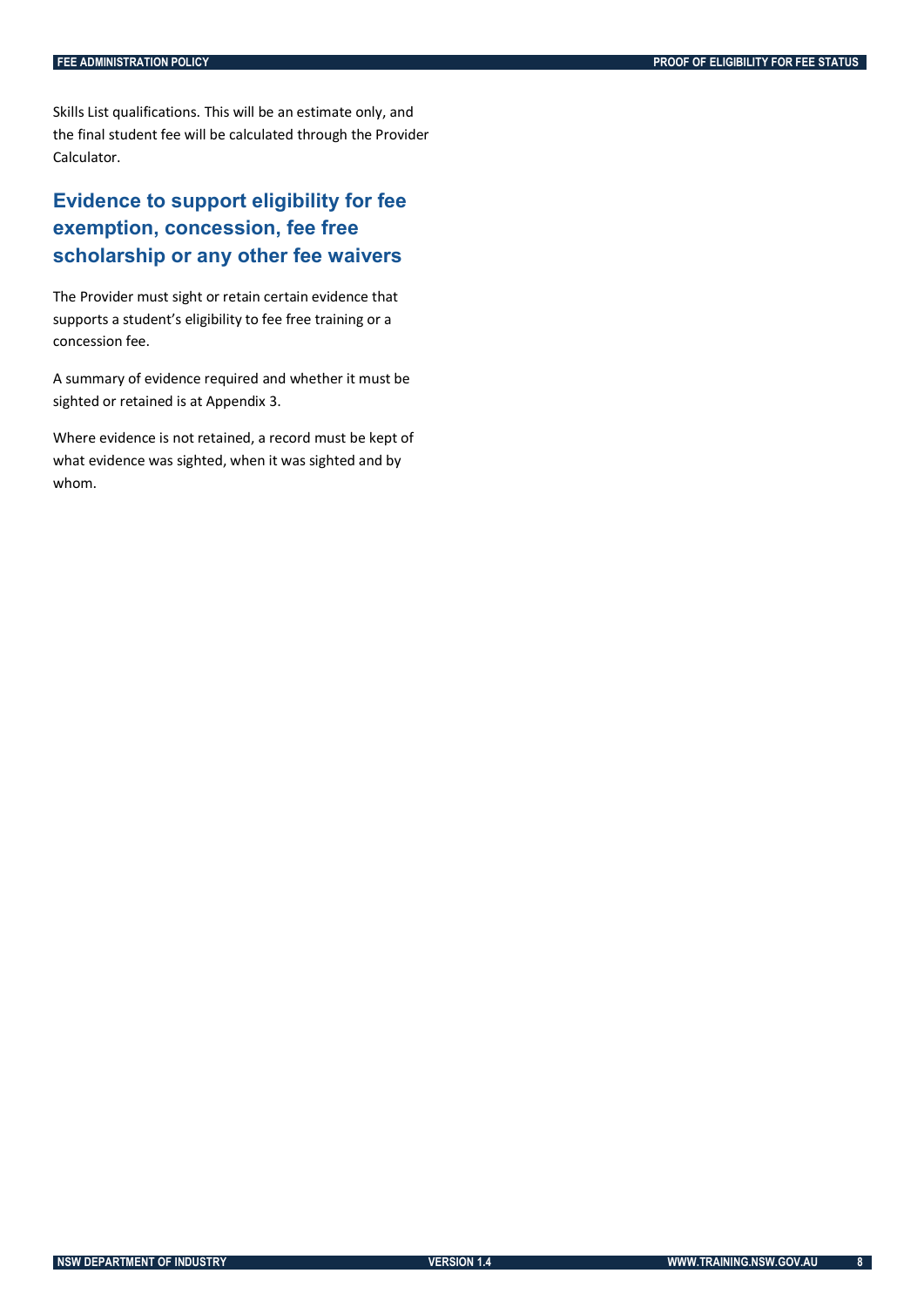Skills List qualifications. This will be an estimate only, and the final student fee will be calculated through the Provider Calculator.

## Evidence to support eligibility for fee exemption, concession, fee free scholarship or any other fee waivers

The Provider must sight or retain certain evidence that supports a student's eligibility to fee free training or a concession fee.

A summary of evidence required and whether it must be sighted or retained is at Appendix 3.

Where evidence is not retained, a record must be kept of what evidence was sighted, when it was sighted and by whom.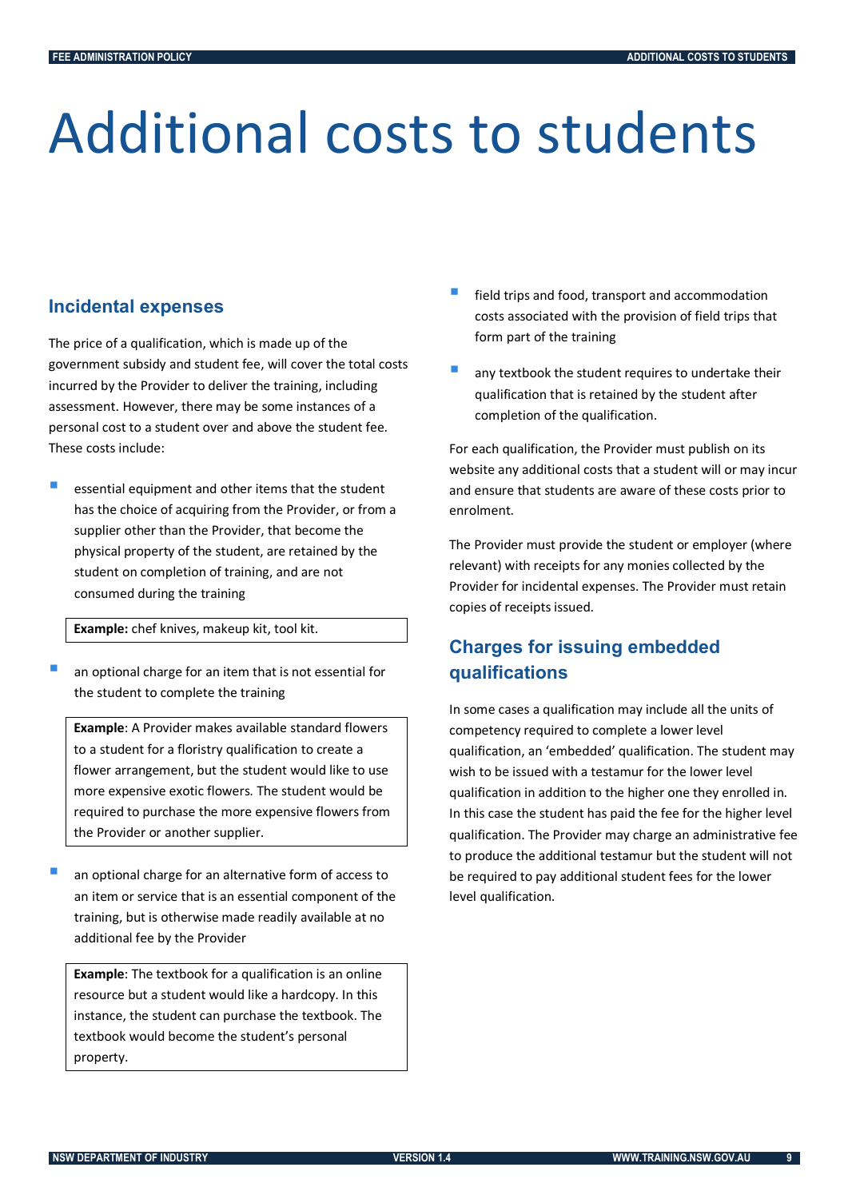# Additional costs to students

## Incidental expenses

The price of a qualification, which is made up of the government subsidy and student fee, will cover the total costs incurred by the Provider to deliver the training, including assessment. However, there may be some instances of a personal cost to a student over and above the student fee. These costs include:

- essential equipment and other items that the student has the choice of acquiring from the Provider, or from a supplier other than the Provider, that become the physical property of the student, are retained by the student on completion of training, and are not consumed during the training

  **Example:** chef knives, makeup kit, tool kit.

- an optional charge for an item that is not essential for the student to complete the training

  **Example**: A Provider makes available standard flowers to a student for a floristry qualification to create a flower arrangement, but the student would like to use more expensive exotic flowers. The student would be required to purchase the more expensive flowers from the Provider or another supplier.

- an optional charge for an alternative form of access to an item or service that is an essential component of the training, but is otherwise made readily available at no additional fee by the Provider

  **Example**: The textbook for a qualification is an online resource but a student would like a hardcopy. In this instance, the student can purchase the textbook. The textbook would become the student's personal property.

- field trips and food, transport and accommodation costs associated with the provision of field trips that form part of the training
- any textbook the student requires to undertake their qualification that is retained by the student after completion of the qualification.

For each qualification, the Provider must publish on its website any additional costs that a student will or may incur and ensure that students are aware of these costs prior to enrolment.

The Provider must provide the student or employer (where relevant) with receipts for any monies collected by the Provider for incidental expenses. The Provider must retain copies of receipts issued.

## Charges for issuing embedded qualifications

In some cases a qualification may include all the units of competency required to complete a lower level qualification, an 'embedded' qualification. The student may wish to be issued with a testamur for the lower level qualification in addition to the higher one they enrolled in. In this case the student has paid the fee for the higher level qualification. The Provider may charge an administrative fee to produce the additional testamur but the student will not be required to pay additional student fees for the lower level qualification.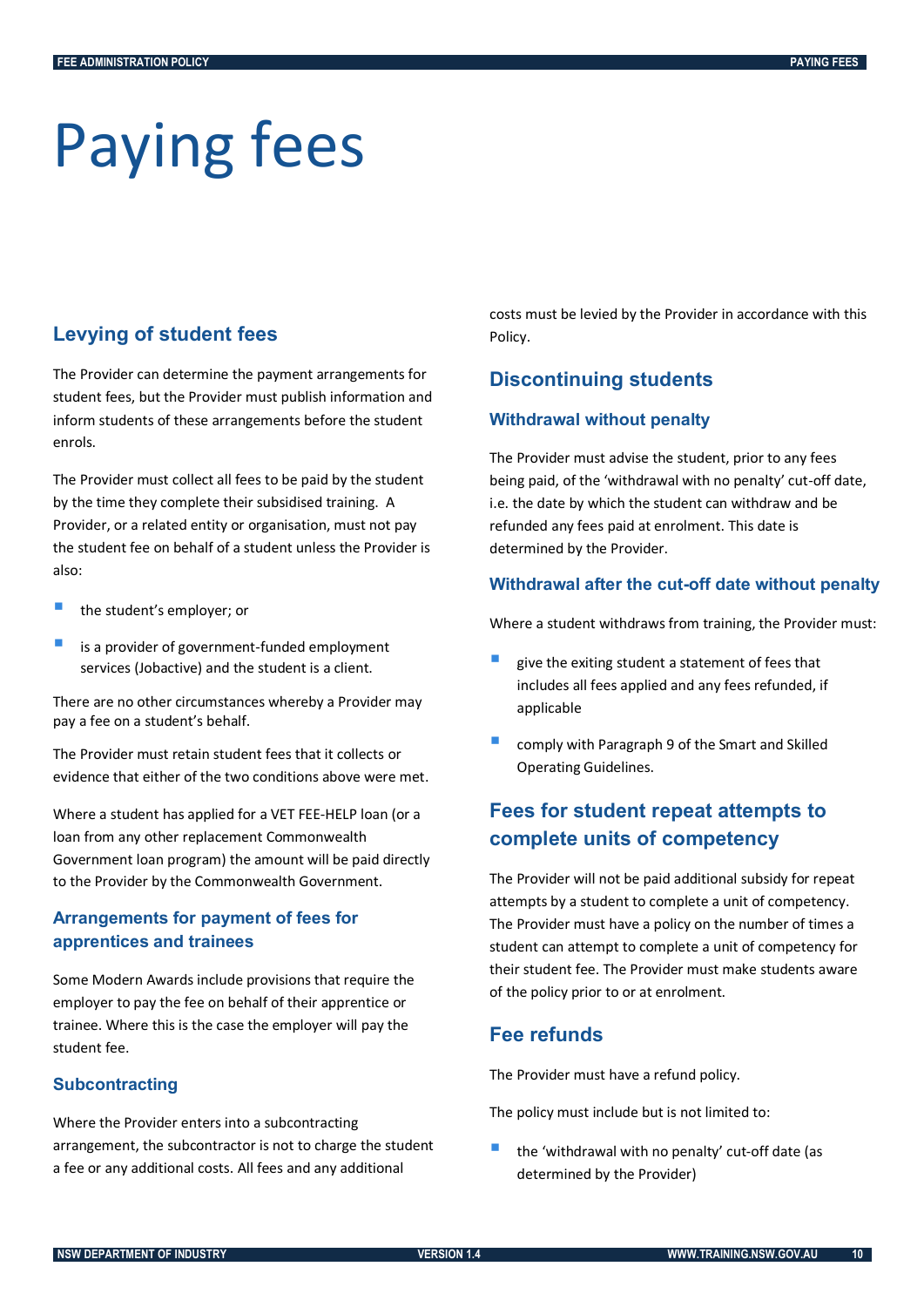# Paying fees

## Levying of student fees

The Provider can determine the payment arrangements for student fees, but the Provider must publish information and inform students of these arrangements before the student enrols.

The Provider must collect all fees to be paid by the student by the time they complete their subsidised training. A Provider, or a related entity or organisation, must not pay the student fee on behalf of a student unless the Provider is also:

- the student's employer; or
- is a provider of government-funded employment services (Jobactive) and the student is a client.

There are no other circumstances whereby a Provider may pay a fee on a student's behalf.

The Provider must retain student fees that it collects or evidence that either of the two conditions above were met.

Where a student has applied for a VET FEE-HELP loan (or a loan from any other replacement Commonwealth Government loan program) the amount will be paid directly to the Provider by the Commonwealth Government.

### Arrangements for payment of fees for apprentices and trainees

Some Modern Awards include provisions that require the employer to pay the fee on behalf of their apprentice or trainee. Where this is the case the employer will pay the student fee.

### Subcontracting

Where the Provider enters into a subcontracting arrangement, the subcontractor is not to charge the student a fee or any additional costs. All fees and any additional costs must be levied by the Provider in accordance with this Policy.

## Discontinuing students

### Withdrawal without penalty

The Provider must advise the student, prior to any fees being paid, of the 'withdrawal with no penalty' cut-off date, i.e. the date by which the student can withdraw and be refunded any fees paid at enrolment. This date is determined by the Provider.

### Withdrawal after the cut-off date without penalty

Where a student withdraws from training, the Provider must:

- give the exiting student a statement of fees that includes all fees applied and any fees refunded, if applicable
- comply with Paragraph 9 of the Smart and Skilled Operating Guidelines.

## Fees for student repeat attempts to complete units of competency

The Provider will not be paid additional subsidy for repeat attempts by a student to complete a unit of competency. The Provider must have a policy on the number of times a student can attempt to complete a unit of competency for their student fee. The Provider must make students aware of the policy prior to or at enrolment.

## Fee refunds

The Provider must have a refund policy.

The policy must include but is not limited to:

- the 'withdrawal with no penalty' cut-off date (as determined by the Provider)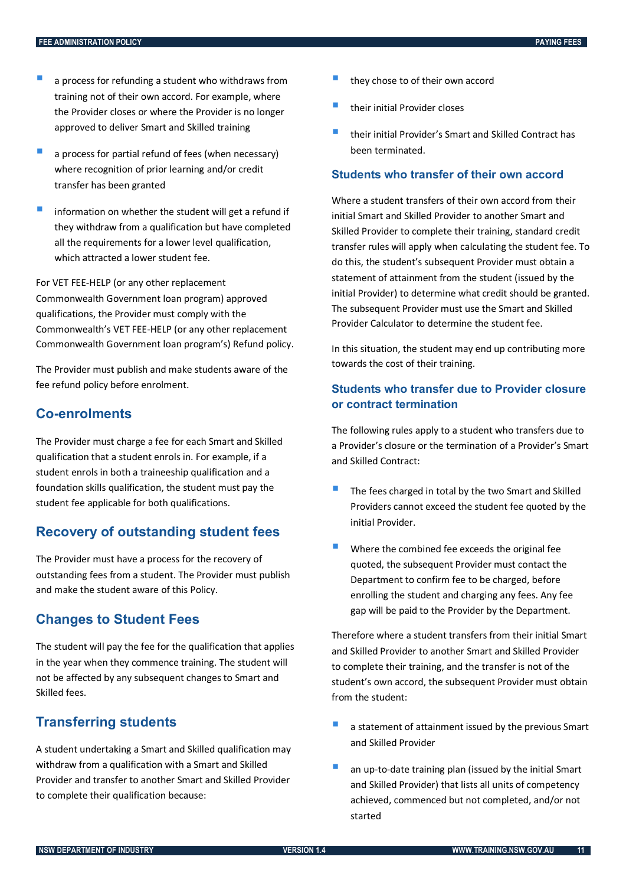- a process for refunding a student who withdraws from training not of their own accord. For example, where the Provider closes or where the Provider is no longer approved to deliver Smart and Skilled training
- a process for partial refund of fees (when necessary) where recognition of prior learning and/or credit transfer has been granted
- information on whether the student will get a refund if they withdraw from a qualification but have completed all the requirements for a lower level qualification, which attracted a lower student fee.

For VET FEE-HELP (or any other replacement Commonwealth Government loan program) approved qualifications, the Provider must comply with the Commonwealth's VET FEE-HELP (or any other replacement Commonwealth Government loan program's) Refund policy.

The Provider must publish and make students aware of the fee refund policy before enrolment.

## Co-enrolments

The Provider must charge a fee for each Smart and Skilled qualification that a student enrols in. For example, if a student enrols in both a traineeship qualification and a foundation skills qualification, the student must pay the student fee applicable for both qualifications.

## Recovery of outstanding student fees

The Provider must have a process for the recovery of outstanding fees from a student. The Provider must publish and make the student aware of this Policy.

## Changes to Student Fees

The student will pay the fee for the qualification that applies in the year when they commence training. The student will not be affected by any subsequent changes to Smart and Skilled fees.

## Transferring students

A student undertaking a Smart and Skilled qualification may withdraw from a qualification with a Smart and Skilled Provider and transfer to another Smart and Skilled Provider to complete their qualification because:

- they chose to of their own accord
- their initial Provider closes
- their initial Provider's Smart and Skilled Contract has been terminated.

### Students who transfer of their own accord

Where a student transfers of their own accord from their initial Smart and Skilled Provider to another Smart and Skilled Provider to complete their training, standard credit transfer rules will apply when calculating the student fee. To do this, the student's subsequent Provider must obtain a statement of attainment from the student (issued by the initial Provider) to determine what credit should be granted. The subsequent Provider must use the Smart and Skilled Provider Calculator to determine the student fee.

In this situation, the student may end up contributing more towards the cost of their training.

### Students who transfer due to Provider closure or contract termination

The following rules apply to a student who transfers due to a Provider's closure or the termination of a Provider's Smart and Skilled Contract:

- The fees charged in total by the two Smart and Skilled Providers cannot exceed the student fee quoted by the initial Provider.
- Where the combined fee exceeds the original fee quoted, the subsequent Provider must contact the Department to confirm fee to be charged, before enrolling the student and charging any fees. Any fee gap will be paid to the Provider by the Department.

Therefore where a student transfers from their initial Smart and Skilled Provider to another Smart and Skilled Provider to complete their training, and the transfer is not of the student's own accord, the subsequent Provider must obtain from the student:

- a statement of attainment issued by the previous Smart and Skilled Provider
- an up-to-date training plan (issued by the initial Smart and Skilled Provider) that lists all units of competency achieved, commenced but not completed, and/or not started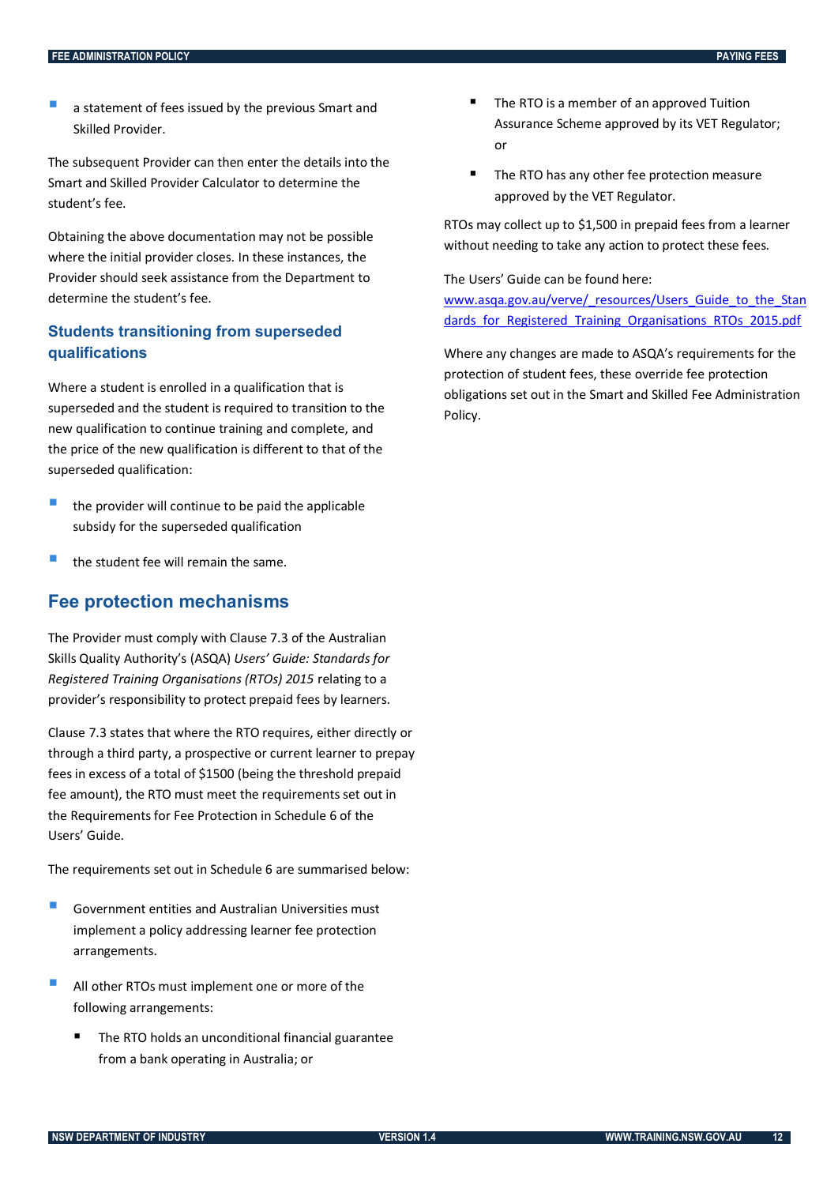- a statement of fees issued by the previous Smart and Skilled Provider.

The subsequent Provider can then enter the details into the Smart and Skilled Provider Calculator to determine the student's fee.

Obtaining the above documentation may not be possible where the initial provider closes. In these instances, the Provider should seek assistance from the Department to determine the student's fee.

### Students transitioning from superseded qualifications

Where a student is enrolled in a qualification that is superseded and the student is required to transition to the new qualification to continue training and complete, and the price of the new qualification is different to that of the superseded qualification:

- the provider will continue to be paid the applicable subsidy for the superseded qualification
- the student fee will remain the same.

## Fee protection mechanisms

The Provider must comply with Clause 7.3 of the Australian Skills Quality Authority's (ASQA) *Users' Guide: Standards for Registered Training Organisations (RTOs) 2015* relating to a provider's responsibility to protect prepaid fees by learners.

Clause 7.3 states that where the RTO requires, either directly or through a third party, a prospective or current learner to prepay fees in excess of a total of $1500 (being the threshold prepaid fee amount), the RTO must meet the requirements set out in the Requirements for Fee Protection in Schedule 6 of the Users' Guide.

The requirements set out in Schedule 6 are summarised below:

- Government entities and Australian Universities must implement a policy addressing learner fee protection arrangements.
- All other RTOs must implement one or more of the following arrangements:
  - The RTO holds an unconditional financial guarantee from a bank operating in Australia; or
  - The RTO is a member of an approved Tuition Assurance Scheme approved by its VET Regulator; or
  - The RTO has any other fee protection measure approved by the VET Regulator.

RTOs may collect up to $1,500 in prepaid fees from a learner without needing to take any action to protect these fees.

The Users' Guide can be found here:
[www.asqa.gov.au/verve/_resources/Users_Guide_to_the_Standards_for_Registered_Training_Organisations_RTOs_2015.pdf](www.asqa.gov.au/verve/_resources/Users_Guide_to_the_Standards_for_Registered_Training_Organisations_RTOs_2015.pdf)

Where any changes are made to ASQA's requirements for the protection of student fees, these override fee protection obligations set out in the Smart and Skilled Fee Administration Policy.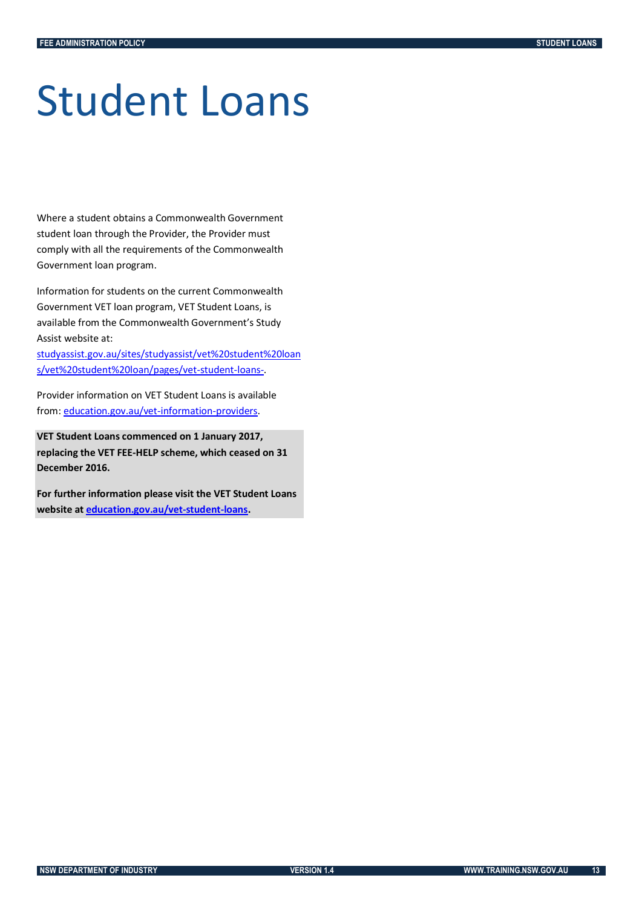# Student Loans

Where a student obtains a Commonwealth Government student loan through the Provider, the Provider must comply with all the requirements of the Commonwealth Government loan program.

Information for students on the current Commonwealth Government VET loan program, VET Student Loans, is available from the Commonwealth Government's Study Assist website at: studyassist.gov.au/sites/studyassist/vet%20student%20loans/vet%20student%20loan/pages/vet-student-loans-.

Provider information on VET Student Loans is available from: education.gov.au/vet-information-providers.

**VET Student Loans commenced on 1 January 2017, replacing the VET FEE-HELP scheme, which ceased on 31 December 2016.**

**For further information please visit the VET Student Loans website at education.gov.au/vet-student-loans.**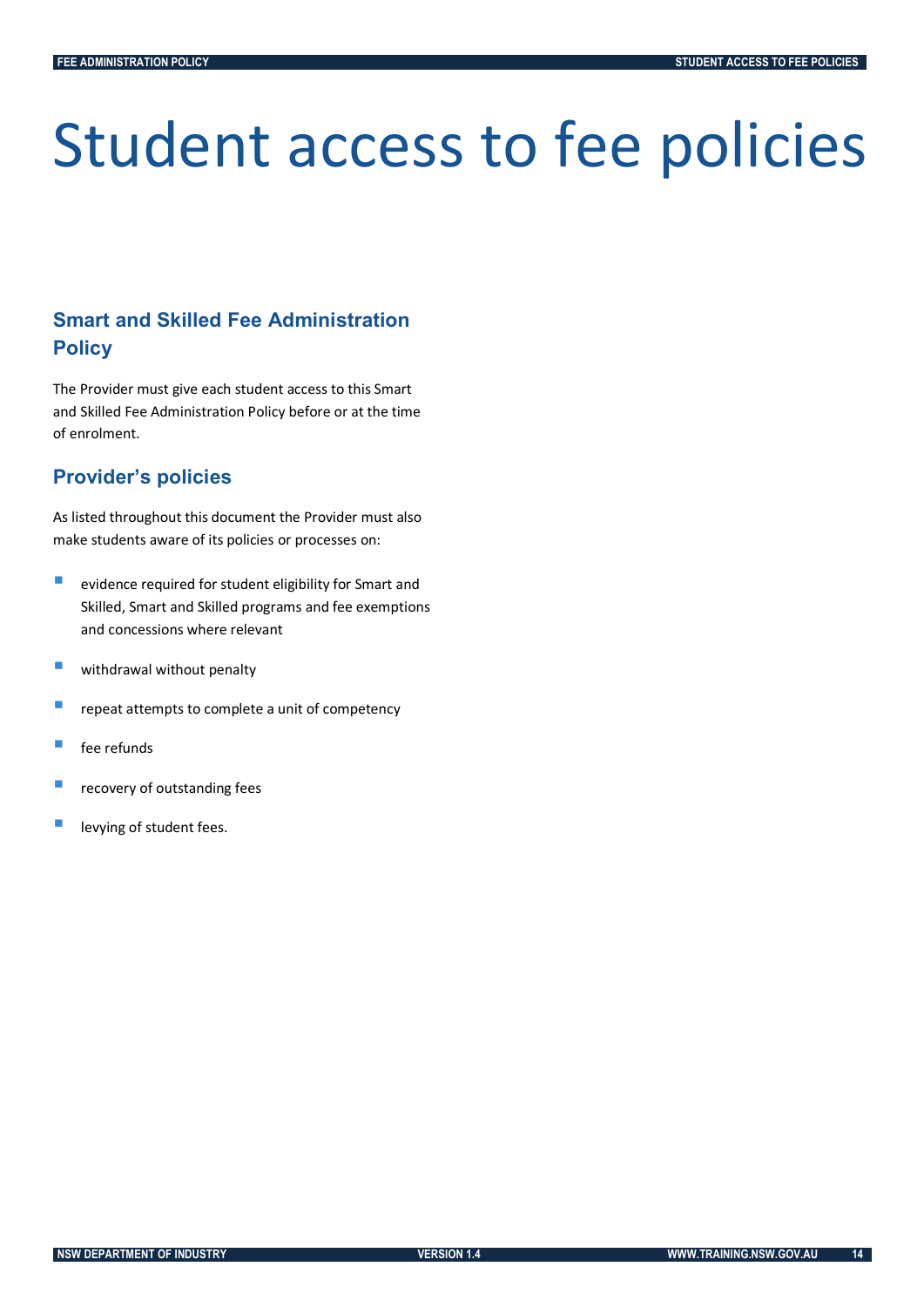# Student access to fee policies

## Smart and Skilled Fee Administration Policy

The Provider must give each student access to this Smart and Skilled Fee Administration Policy before or at the time of enrolment.

## Provider's policies

As listed throughout this document the Provider must also make students aware of its policies or processes on:

- evidence required for student eligibility for Smart and Skilled, Smart and Skilled programs and fee exemptions and concessions where relevant
- withdrawal without penalty
- repeat attempts to complete a unit of competency
- fee refunds
- recovery of outstanding fees
- levying of student fees.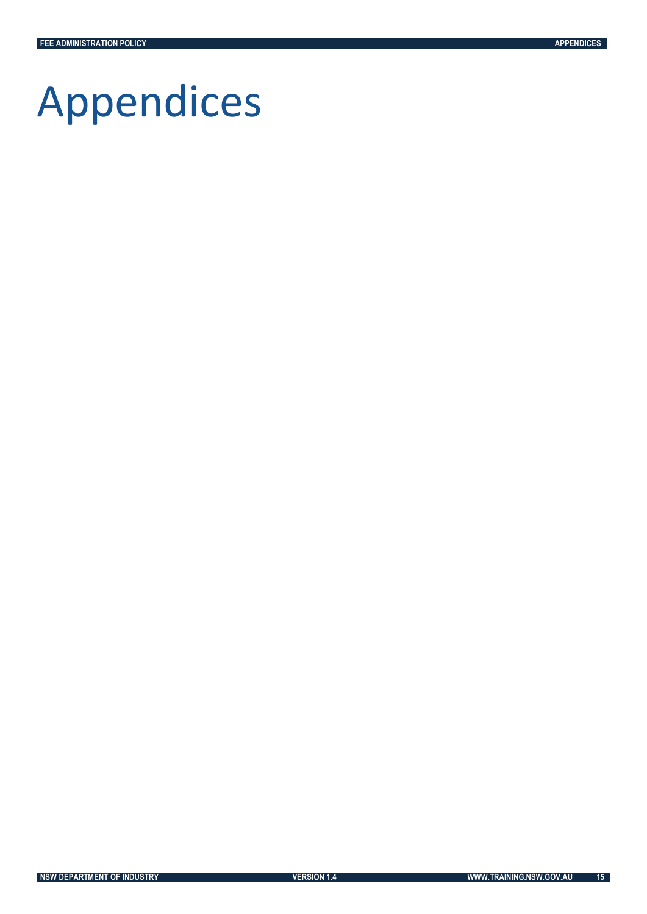# Appendices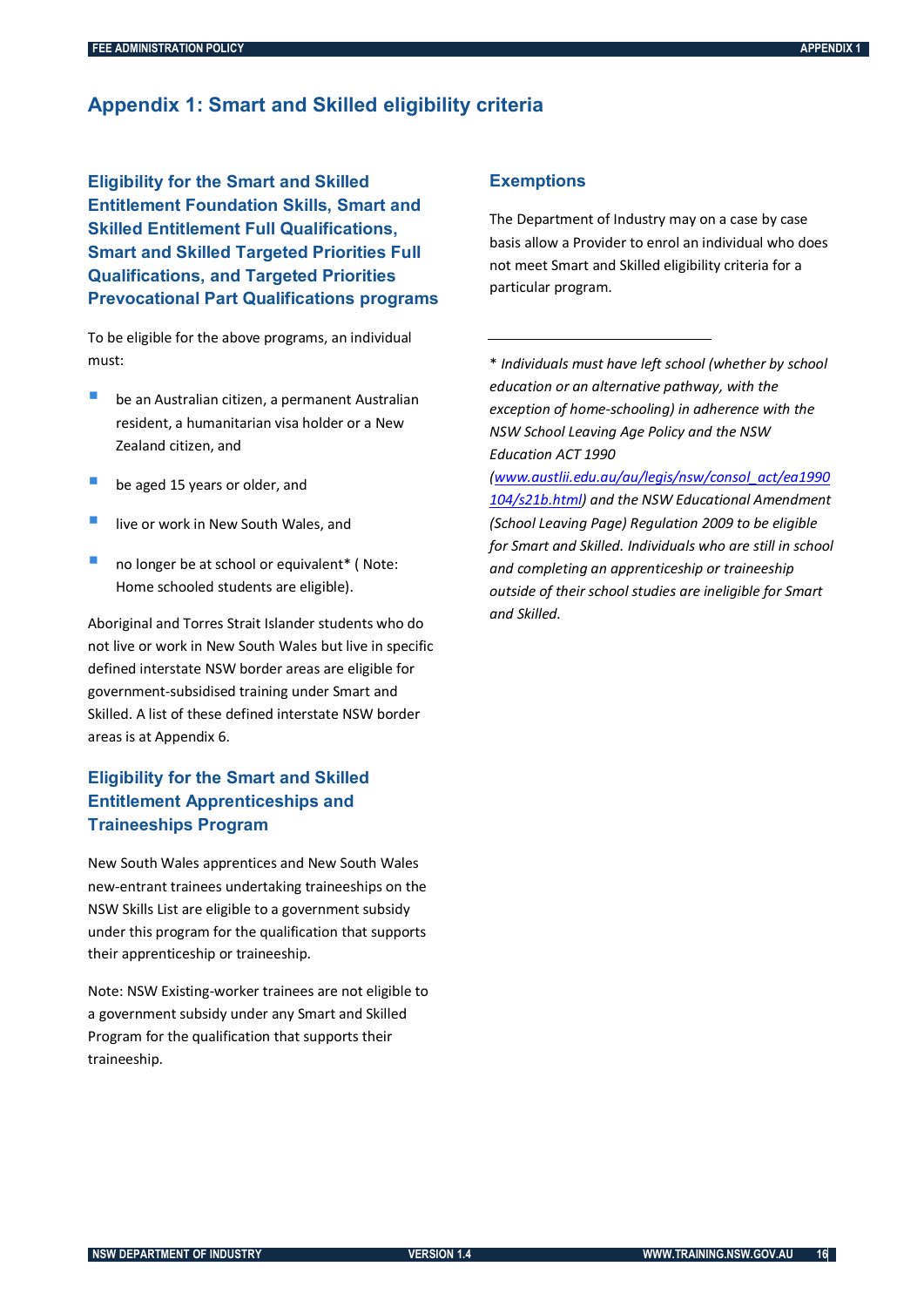# Appendix 1: Smart and Skilled eligibility criteria

## Eligibility for the Smart and Skilled Entitlement Foundation Skills, Smart and Skilled Entitlement Full Qualifications, Smart and Skilled Targeted Priorities Full Qualifications, and Targeted Priorities Prevocational Part Qualifications programs

To be eligible for the above programs, an individual must:

- be an Australian citizen, a permanent Australian resident, a humanitarian visa holder or a New Zealand citizen, and
- be aged 15 years or older, and
- live or work in New South Wales, and
- no longer be at school or equivalent* ( Note: Home schooled students are eligible).

Aboriginal and Torres Strait Islander students who do not live or work in New South Wales but live in specific defined interstate NSW border areas are eligible for government-subsidised training under Smart and Skilled. A list of these defined interstate NSW border areas is at Appendix 6.

## Eligibility for the Smart and Skilled Entitlement Apprenticeships and Traineeships Program

New South Wales apprentices and New South Wales new-entrant trainees undertaking traineeships on the NSW Skills List are eligible to a government subsidy under this program for the qualification that supports their apprenticeship or traineeship.

Note: NSW Existing-worker trainees are not eligible to a government subsidy under any Smart and Skilled Program for the qualification that supports their traineeship.

## Exemptions

The Department of Industry may on a case by case basis allow a Provider to enrol an individual who does not meet Smart and Skilled eligibility criteria for a particular program.

---

*\* Individuals must have left school (whether by school education or an alternative pathway, with the exception of home-schooling) in adherence with the NSW School Leaving Age Policy and the NSW Education ACT 1990 ([www.austlii.edu.au/au/legis/nsw/consol_act/ea1990104/s21b.html](www.austlii.edu.au/au/legis/nsw/consol_act/ea1990104/s21b.html)) and the NSW Educational Amendment (School Leaving Page) Regulation 2009 to be eligible for Smart and Skilled. Individuals who are still in school and completing an apprenticeship or traineeship outside of their school studies are ineligible for Smart and Skilled.*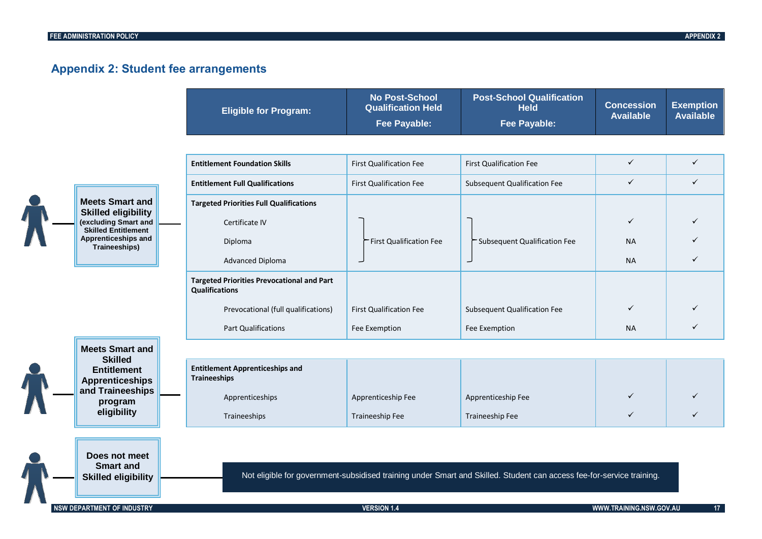## Appendix 2: Student fee arrangements

| Student eligibility | Eligible for Program: | No Post-School Qualification Held<br>Fee Payable: | Post-School Qualification Held<br>Fee Payable: | Concession Available | Exemption Available |
|---|---|---|---|---|---|
| **Meets Smart and Skilled eligibility (excluding Smart and Skilled Entitlement Apprenticeships and Traineeships)** | **Entitlement Foundation Skills** | First Qualification Fee | First Qualification Fee | ✓ | ✓ |
| | **Entitlement Full Qualifications** | First Qualification Fee | Subsequent Qualification Fee | ✓ | ✓ |
| | **Targeted Priorities Full Qualifications** | | | | |
| | Certificate IV | First Qualification Fee | Subsequent Qualification Fee | ✓ | ✓ |
| | Diploma | First Qualification Fee | Subsequent Qualification Fee | NA | ✓ |
| | Advanced Diploma | First Qualification Fee | Subsequent Qualification Fee | NA | ✓ |
| | **Targeted Priorities Prevocational and Part Qualifications** | | | | |
| | Prevocational (full qualifications) | First Qualification Fee | Subsequent Qualification Fee | ✓ | ✓ |
| | Part Qualifications | Fee Exemption | Fee Exemption | NA | ✓ |
| **Meets Smart and Skilled Entitlement Apprenticeships and Traineeships program eligibility** | **Entitlement Apprenticeships and Traineeships** | | | | |
| | Apprenticeships | Apprenticeship Fee | Apprenticeship Fee | ✓ | ✓ |
| | Traineeships | Traineeship Fee | Traineeship Fee | ✓ | ✓ |

**Does not meet Smart and Skilled eligibility** — Not eligible for government-subsidised training under Smart and Skilled. Student can access fee-for-service training.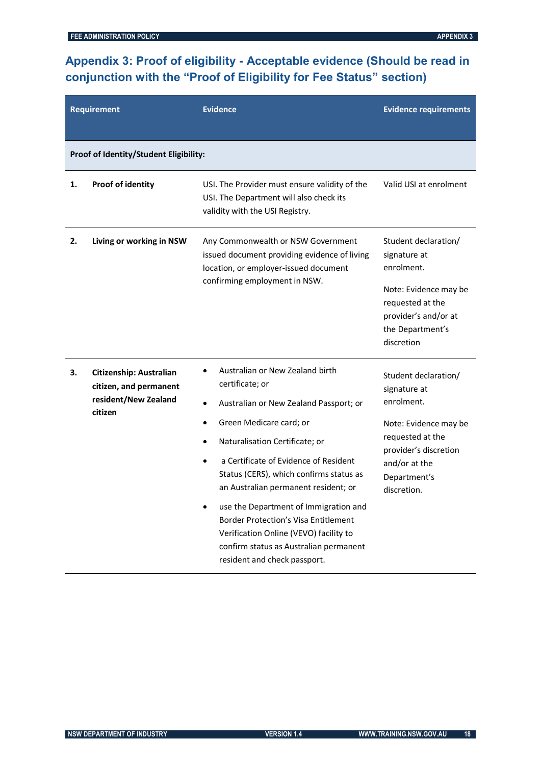## Appendix 3: Proof of eligibility - Acceptable evidence (Should be read in conjunction with the "Proof of Eligibility for Fee Status" section)

| Requirement | | Evidence | Evidence requirements |
|---|---|---|---|
| **Proof of Identity/Student Eligibility:** | | | |
| **1.** | **Proof of identity** | USI. The Provider must ensure validity of the USI. The Department will also check its validity with the USI Registry. | Valid USI at enrolment |
| **2.** | **Living or working in NSW** | Any Commonwealth or NSW Government issued document providing evidence of living location, or employer-issued document confirming employment in NSW. | Student declaration/ signature at enrolment.<br><br>Note: Evidence may be requested at the provider's and/or at the Department's discretion |
| **3.** | **Citizenship: Australian citizen, and permanent resident/New Zealand citizen** | • Australian or New Zealand birth certificate; or<br>• Australian or New Zealand Passport; or<br>• Green Medicare card; or<br>• Naturalisation Certificate; or<br>• a Certificate of Evidence of Resident Status (CERS), which confirms status as an Australian permanent resident; or<br>• use the Department of Immigration and Border Protection's Visa Entitlement Verification Online (VEVO) facility to confirm status as Australian permanent resident and check passport. | Student declaration/ signature at enrolment.<br><br>Note: Evidence may be requested at the provider's discretion and/or at the Department's discretion. |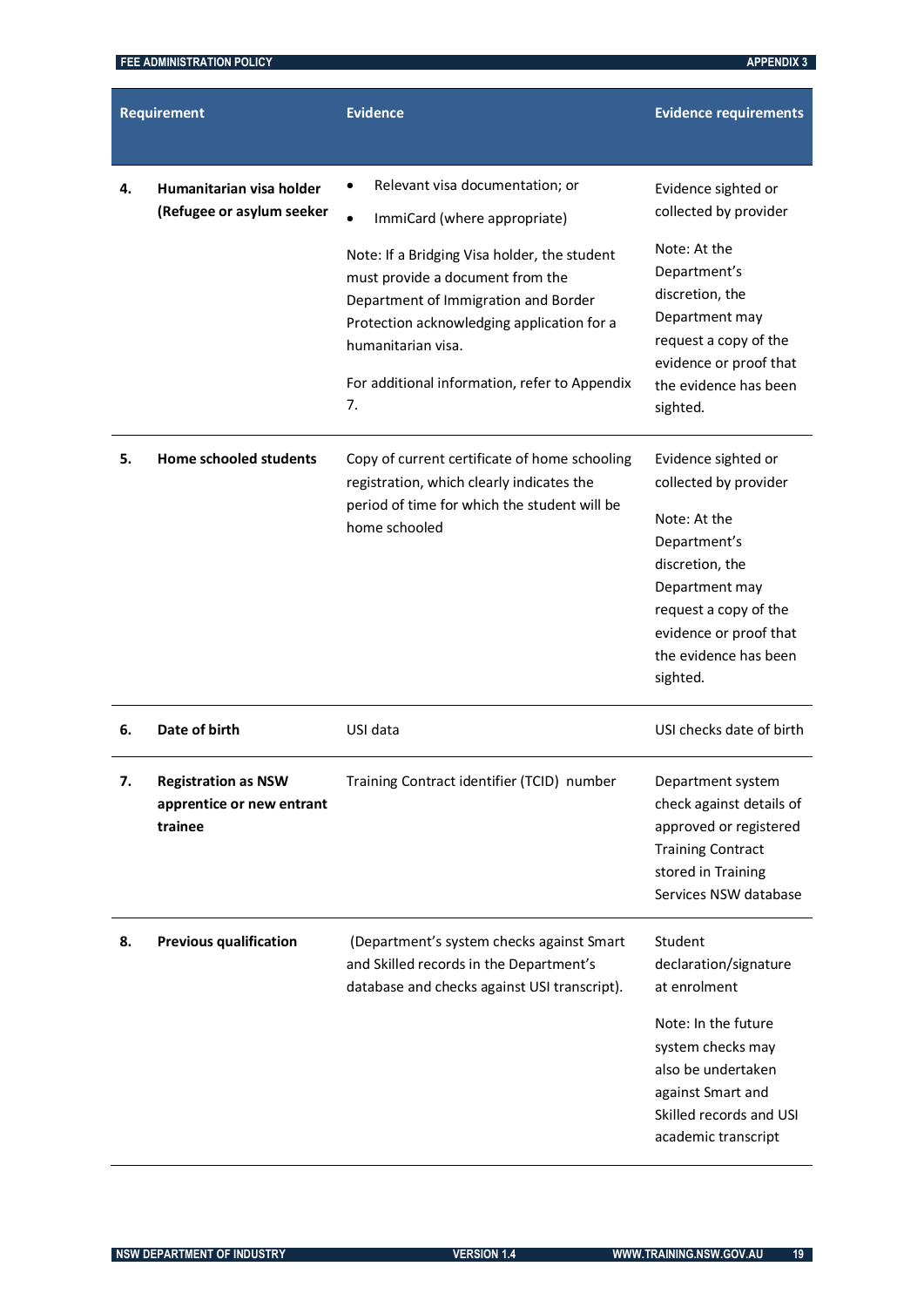| | Requirement | Evidence | Evidence requirements |
|---|---|---|---|
| 4. | **Humanitarian visa holder (Refugee or asylum seeker** | • Relevant visa documentation; or<br>• ImmiCard (where appropriate)<br><br>Note: If a Bridging Visa holder, the student must provide a document from the Department of Immigration and Border Protection acknowledging application for a humanitarian visa.<br><br>For additional information, refer to Appendix 7. | Evidence sighted or collected by provider<br><br>Note: At the Department's discretion, the Department may request a copy of the evidence or proof that the evidence has been sighted. |
| 5. | **Home schooled students** | Copy of current certificate of home schooling registration, which clearly indicates the period of time for which the student will be home schooled | Evidence sighted or collected by provider<br><br>Note: At the Department's discretion, the Department may request a copy of the evidence or proof that the evidence has been sighted. |
| 6. | **Date of birth** | USI data | USI checks date of birth |
| 7. | **Registration as NSW apprentice or new entrant trainee** | Training Contract identifier (TCID) number | Department system check against details of approved or registered Training Contract stored in Training Services NSW database |
| 8. | **Previous qualification** | (Department's system checks against Smart and Skilled records in the Department's database and checks against USI transcript). | Student declaration/signature at enrolment<br><br>Note: In the future system checks may also be undertaken against Smart and Skilled records and USI academic transcript |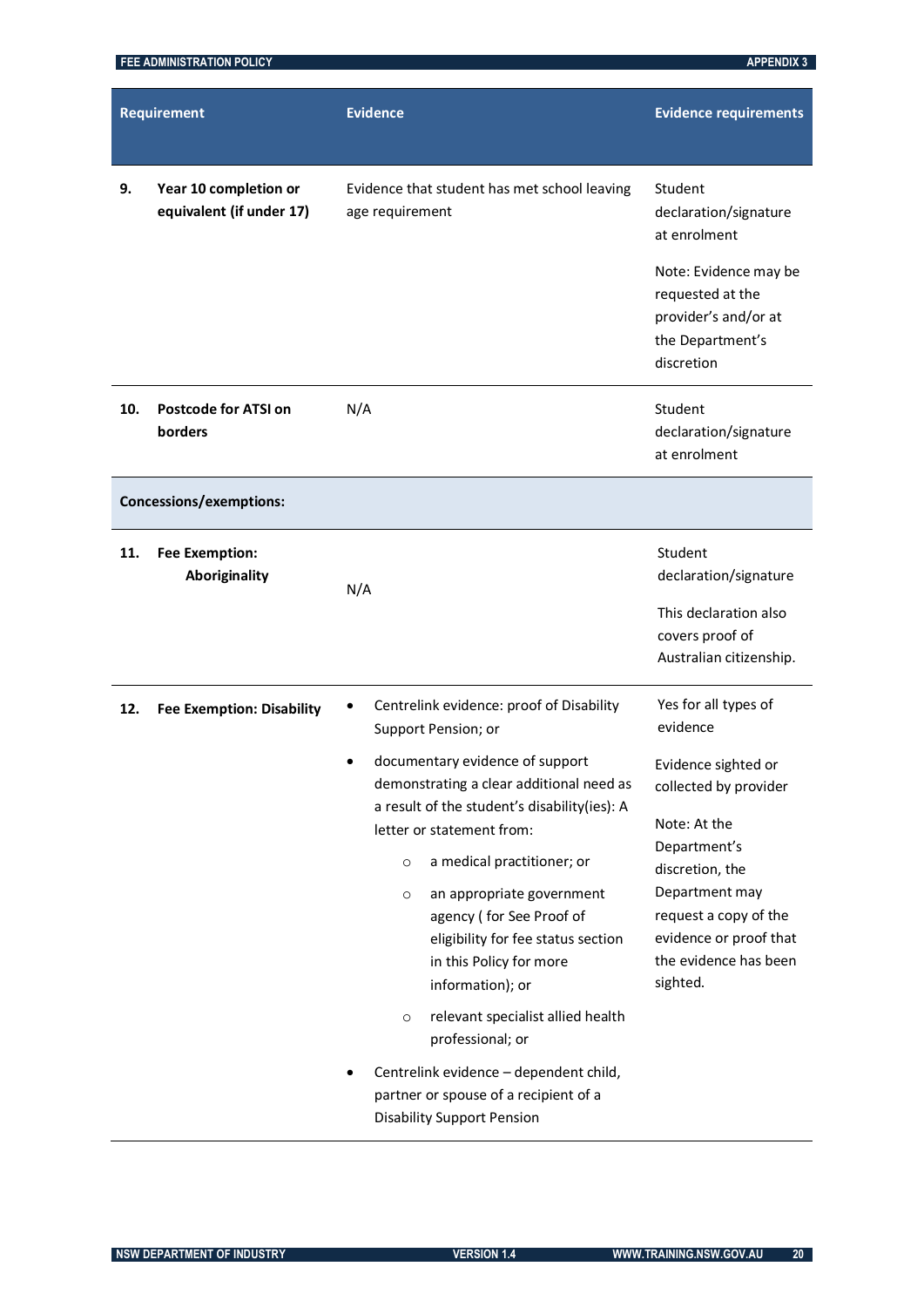| Requirement | | Evidence | Evidence requirements |
|---|---|---|---|
| **9.** | **Year 10 completion or equivalent (if under 17)** | Evidence that student has met school leaving age requirement | Student declaration/signature at enrolment<br><br>Note: Evidence may be requested at the provider's and/or at the Department's discretion |
| **10.** | **Postcode for ATSI on borders** | N/A | Student declaration/signature at enrolment |
| **Concessions/exemptions:** | | | |
| **11.** | **Fee Exemption: Aboriginality** | N/A | Student declaration/signature<br><br>This declaration also covers proof of Australian citizenship. |
| **12.** | **Fee Exemption: Disability** | • Centrelink evidence: proof of Disability Support Pension; or<br>• documentary evidence of support demonstrating a clear additional need as a result of the student's disability(ies): A letter or statement from:<br>&nbsp;&nbsp;&nbsp;&nbsp;○ a medical practitioner; or<br>&nbsp;&nbsp;&nbsp;&nbsp;○ an appropriate government agency ( for See Proof of eligibility for fee status section in this Policy for more information); or<br>&nbsp;&nbsp;&nbsp;&nbsp;○ relevant specialist allied health professional; or<br>• Centrelink evidence – dependent child, partner or spouse of a recipient of a Disability Support Pension | Yes for all types of evidence<br><br>Evidence sighted or collected by provider<br><br>Note: At the Department's discretion, the Department may request a copy of the evidence or proof that the evidence has been sighted. |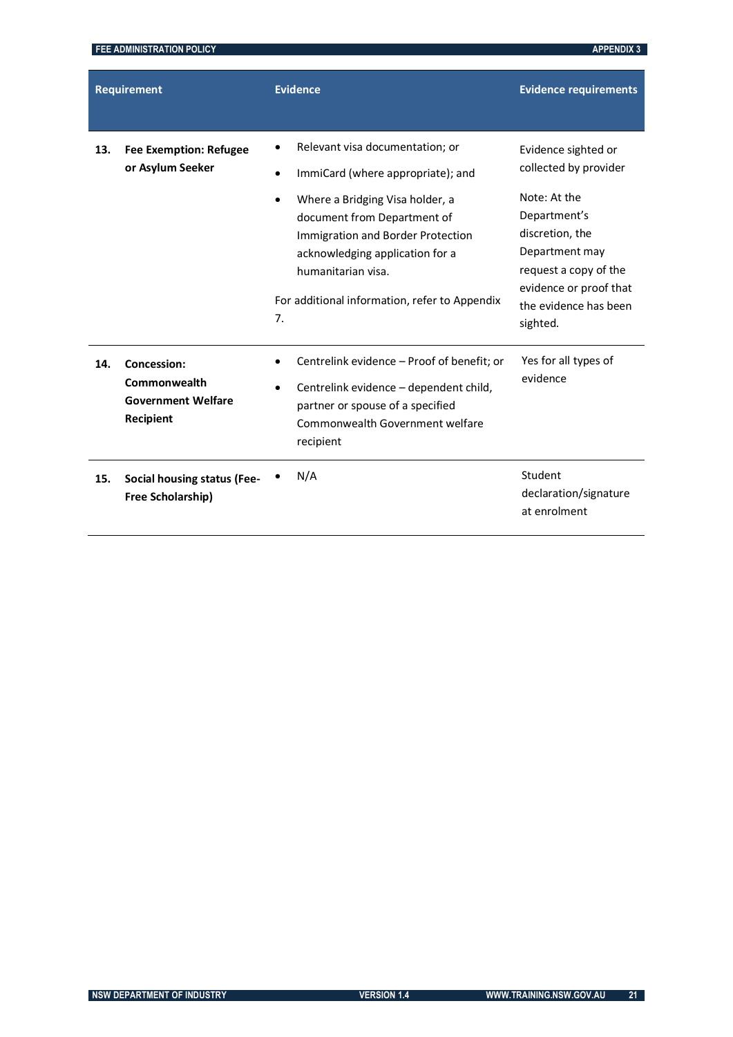| | Requirement | Evidence | Evidence requirements |
|---|---|---|---|
| **13.** | **Fee Exemption: Refugee or Asylum Seeker** | • Relevant visa documentation; or<br>• ImmiCard (where appropriate); and<br>• Where a Bridging Visa holder, a document from Department of Immigration and Border Protection acknowledging application for a humanitarian visa.<br><br>For additional information, refer to Appendix 7. | Evidence sighted or collected by provider<br><br>Note: At the Department's discretion, the Department may request a copy of the evidence or proof that the evidence has been sighted. |
| **14.** | **Concession: Commonwealth Government Welfare Recipient** | • Centrelink evidence – Proof of benefit; or<br>• Centrelink evidence – dependent child, partner or spouse of a specified Commonwealth Government welfare recipient | Yes for all types of evidence |
| **15.** | **Social housing status (Fee-Free Scholarship)** | • N/A | Student declaration/signature at enrolment |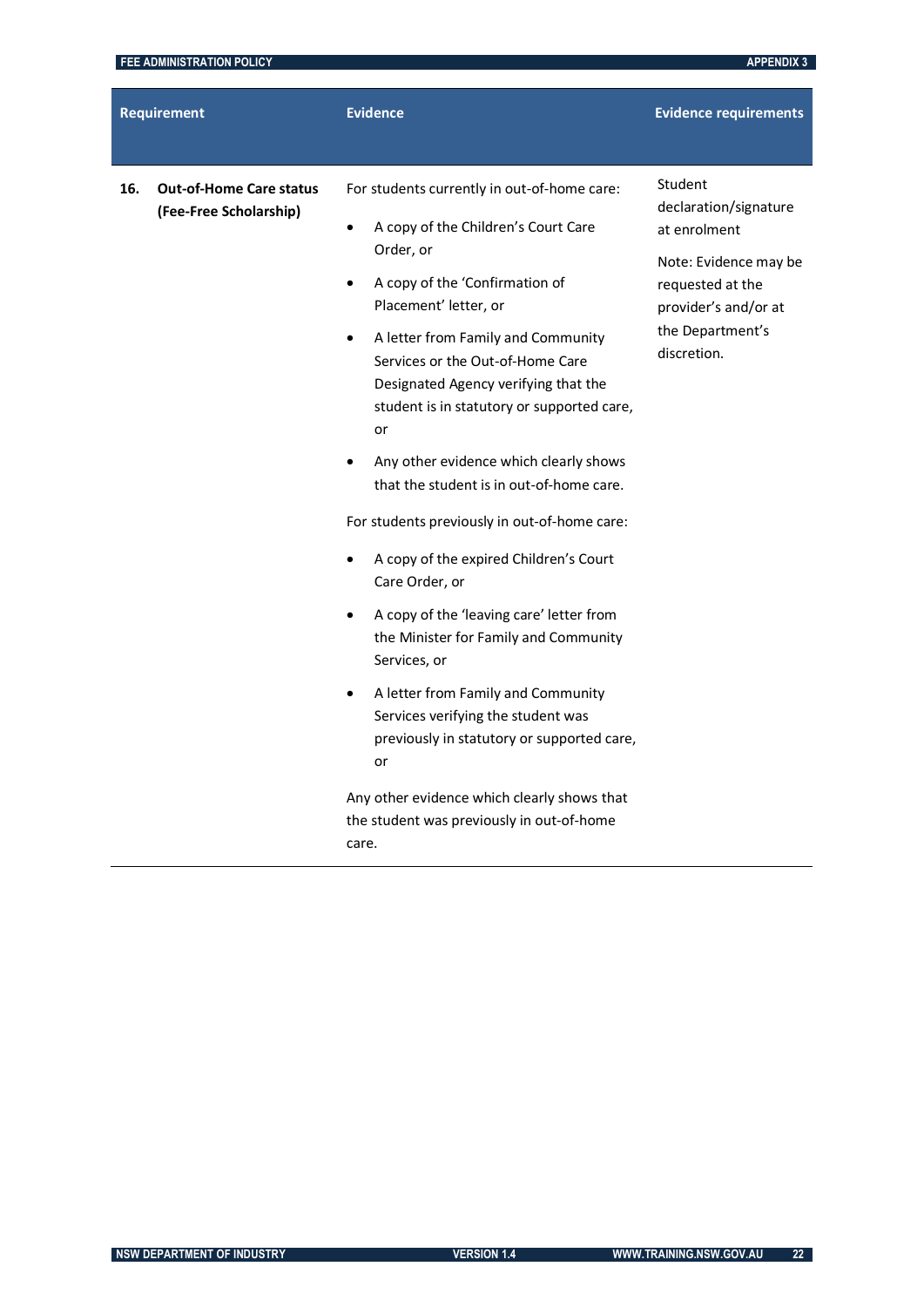| Requirement | Evidence | Evidence requirements |
|---|---|---|
| **16. Out-of-Home Care status (Fee-Free Scholarship)** | For students currently in out-of-home care:<br>• A copy of the Children's Court Care Order, or<br>• A copy of the 'Confirmation of Placement' letter, or<br>• A letter from Family and Community Services or the Out-of-Home Care Designated Agency verifying that the student is in statutory or supported care, or<br>• Any other evidence which clearly shows that the student is in out-of-home care.<br><br>For students previously in out-of-home care:<br>• A copy of the expired Children's Court Care Order, or<br>• A copy of the 'leaving care' letter from the Minister for Family and Community Services, or<br>• A letter from Family and Community Services verifying the student was previously in statutory or supported care, or<br><br>Any other evidence which clearly shows that the student was previously in out-of-home care. | Student declaration/signature at enrolment<br><br>Note: Evidence may be requested at the provider's and/or at the Department's discretion. |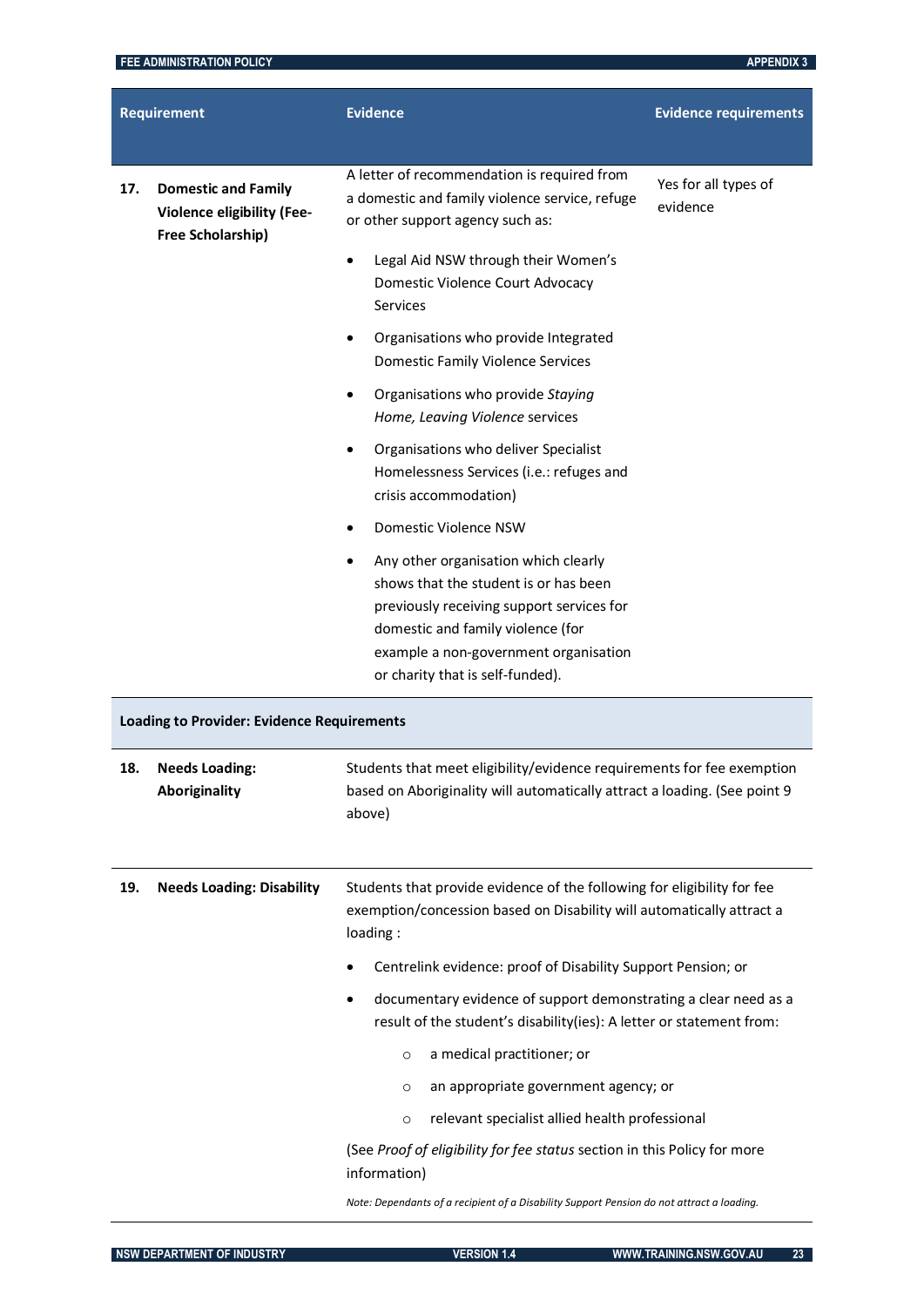| Requirement | | Evidence | Evidence requirements |
|---|---|---|---|
| 17. | **Domestic and Family Violence eligibility (Fee-Free Scholarship)** | A letter of recommendation is required from a domestic and family violence service, refuge or other support agency such as:<br>• Legal Aid NSW through their Women's Domestic Violence Court Advocacy Services<br>• Organisations who provide Integrated Domestic Family Violence Services<br>• Organisations who provide *Staying Home, Leaving Violence* services<br>• Organisations who deliver Specialist Homelessness Services (i.e.: refuges and crisis accommodation)<br>• Domestic Violence NSW<br>• Any other organisation which clearly shows that the student is or has been previously receiving support services for domestic and family violence (for example a non-government organisation or charity that is self-funded). | Yes for all types of evidence |
| **Loading to Provider: Evidence Requirements** | | | |
| 18. | **Needs Loading: Aboriginality** | Students that meet eligibility/evidence requirements for fee exemption based on Aboriginality will automatically attract a loading. (See point 9 above) | |
| 19. | **Needs Loading: Disability** | Students that provide evidence of the following for eligibility for fee exemption/concession based on Disability will automatically attract a loading :<br>• Centrelink evidence: proof of Disability Support Pension; or<br>• documentary evidence of support demonstrating a clear need as a result of the student's disability(ies): A letter or statement from:<br>&nbsp;&nbsp;&nbsp;&nbsp;○ a medical practitioner; or<br>&nbsp;&nbsp;&nbsp;&nbsp;○ an appropriate government agency; or<br>&nbsp;&nbsp;&nbsp;&nbsp;○ relevant specialist allied health professional<br>(See *Proof of eligibility for fee status* section in this Policy for more information)<br>*Note: Dependants of a recipient of a Disability Support Pension do not attract a loading.* | |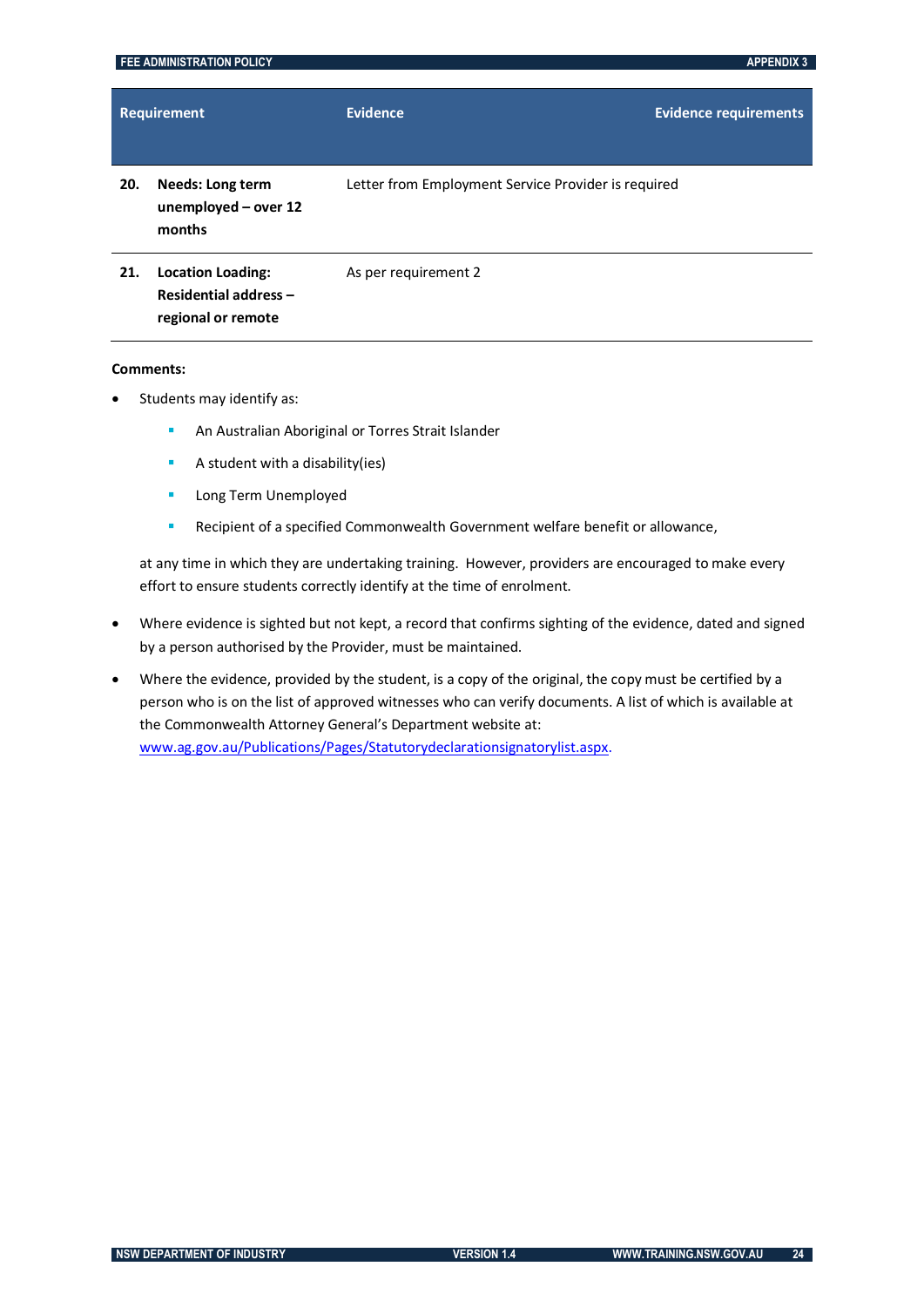| Requirement | | Evidence | Evidence requirements |
|---|---|---|---|
| 20. | **Needs: Long term unemployed – over 12 months** | Letter from Employment Service Provider is required | |
| 21. | **Location Loading: Residential address – regional or remote** | As per requirement 2 | |

**Comments:**

- Students may identify as:
  - An Australian Aboriginal or Torres Strait Islander
  - A student with a disability(ies)
  - Long Term Unemployed
  - Recipient of a specified Commonwealth Government welfare benefit or allowance,

  at any time in which they are undertaking training. However, providers are encouraged to make every effort to ensure students correctly identify at the time of enrolment.

- Where evidence is sighted but not kept, a record that confirms sighting of the evidence, dated and signed by a person authorised by the Provider, must be maintained.
- Where the evidence, provided by the student, is a copy of the original, the copy must be certified by a person who is on the list of approved witnesses who can verify documents. A list of which is available at the Commonwealth Attorney General's Department website at: www.ag.gov.au/Publications/Pages/Statutorydeclarationsignatorylist.aspx.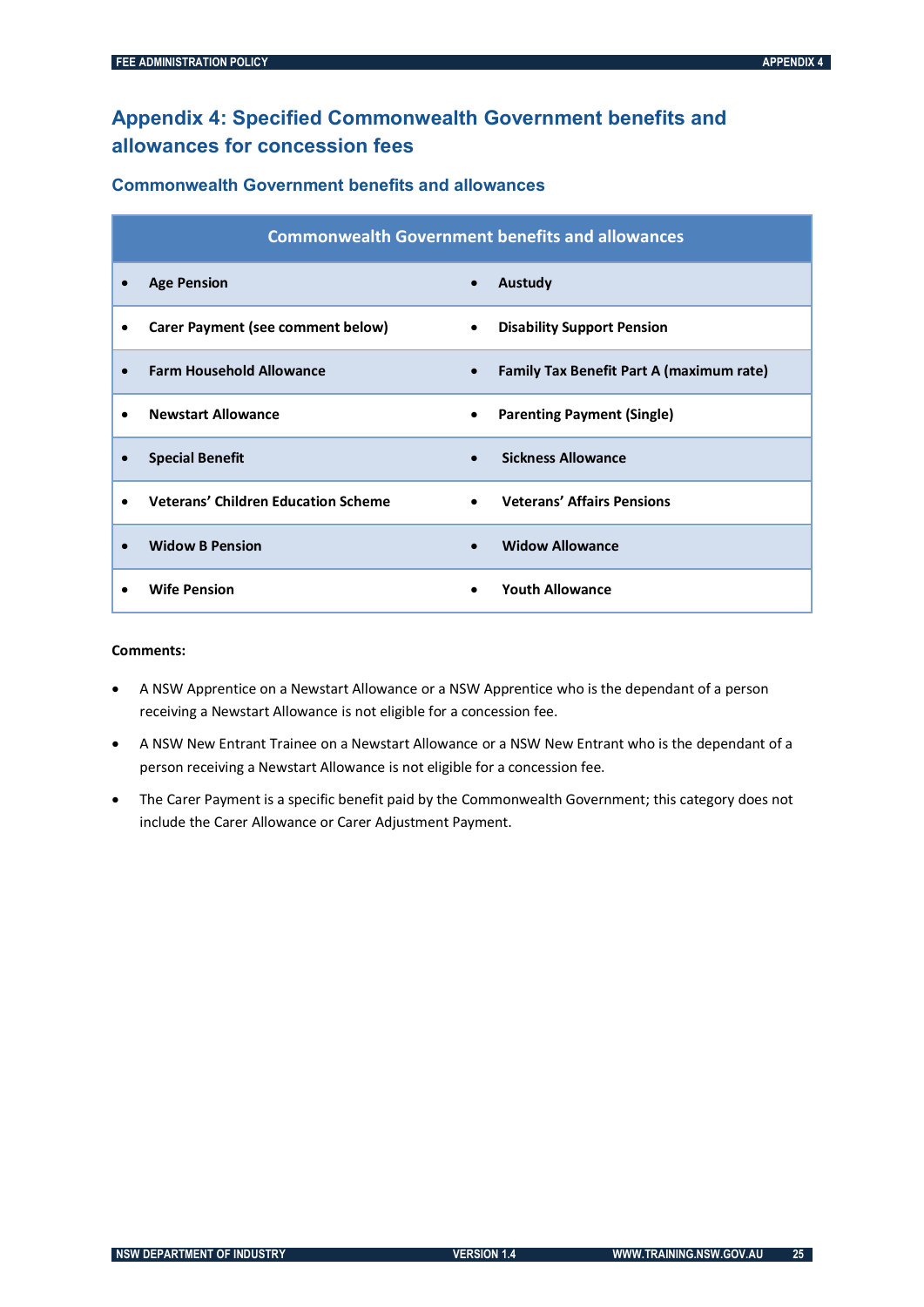# Appendix 4: Specified Commonwealth Government benefits and allowances for concession fees

## Commonwealth Government benefits and allowances

| Commonwealth Government benefits and allowances | |
|---|---|
| • **Age Pension** | • **Austudy** |
| • **Carer Payment (see comment below)** | • **Disability Support Pension** |
| • **Farm Household Allowance** | • **Family Tax Benefit Part A (maximum rate)** |
| • **Newstart Allowance** | • **Parenting Payment (Single)** |
| • **Special Benefit** | • **Sickness Allowance** |
| • **Veterans' Children Education Scheme** | • **Veterans' Affairs Pensions** |
| • **Widow B Pension** | • **Widow Allowance** |
| • **Wife Pension** | • **Youth Allowance** |

**Comments:**

- A NSW Apprentice on a Newstart Allowance or a NSW Apprentice who is the dependant of a person receiving a Newstart Allowance is not eligible for a concession fee.
- A NSW New Entrant Trainee on a Newstart Allowance or a NSW New Entrant who is the dependant of a person receiving a Newstart Allowance is not eligible for a concession fee.
- The Carer Payment is a specific benefit paid by the Commonwealth Government; this category does not include the Carer Allowance or Carer Adjustment Payment.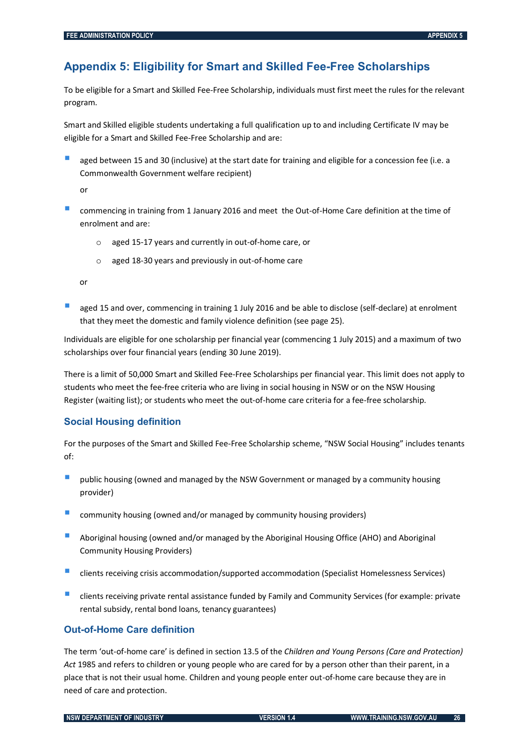# Appendix 5: Eligibility for Smart and Skilled Fee-Free Scholarships

To be eligible for a Smart and Skilled Fee-Free Scholarship, individuals must first meet the rules for the relevant program.

Smart and Skilled eligible students undertaking a full qualification up to and including Certificate IV may be eligible for a Smart and Skilled Fee-Free Scholarship and are:

- aged between 15 and 30 (inclusive) at the start date for training and eligible for a concession fee (i.e. a Commonwealth Government welfare recipient)

  or

- commencing in training from 1 January 2016 and meet the Out-of-Home Care definition at the time of enrolment and are:
  - aged 15-17 years and currently in out-of-home care, or
  - aged 18-30 years and previously in out-of-home care

  or

- aged 15 and over, commencing in training 1 July 2016 and be able to disclose (self-declare) at enrolment that they meet the domestic and family violence definition (see page 25).

Individuals are eligible for one scholarship per financial year (commencing 1 July 2015) and a maximum of two scholarships over four financial years (ending 30 June 2019).

There is a limit of 50,000 Smart and Skilled Fee-Free Scholarships per financial year. This limit does not apply to students who meet the fee-free criteria who are living in social housing in NSW or on the NSW Housing Register (waiting list); or students who meet the out-of-home care criteria for a fee-free scholarship.

## Social Housing definition

For the purposes of the Smart and Skilled Fee-Free Scholarship scheme, "NSW Social Housing" includes tenants of:

- public housing (owned and managed by the NSW Government or managed by a community housing provider)
- community housing (owned and/or managed by community housing providers)
- Aboriginal housing (owned and/or managed by the Aboriginal Housing Office (AHO) and Aboriginal Community Housing Providers)
- clients receiving crisis accommodation/supported accommodation (Specialist Homelessness Services)
- clients receiving private rental assistance funded by Family and Community Services (for example: private rental subsidy, rental bond loans, tenancy guarantees)

## Out-of-Home Care definition

The term 'out-of-home care' is defined in section 13.5 of the *Children and Young Persons (Care and Protection) Act* 1985 and refers to children or young people who are cared for by a person other than their parent, in a place that is not their usual home. Children and young people enter out-of-home care because they are in need of care and protection.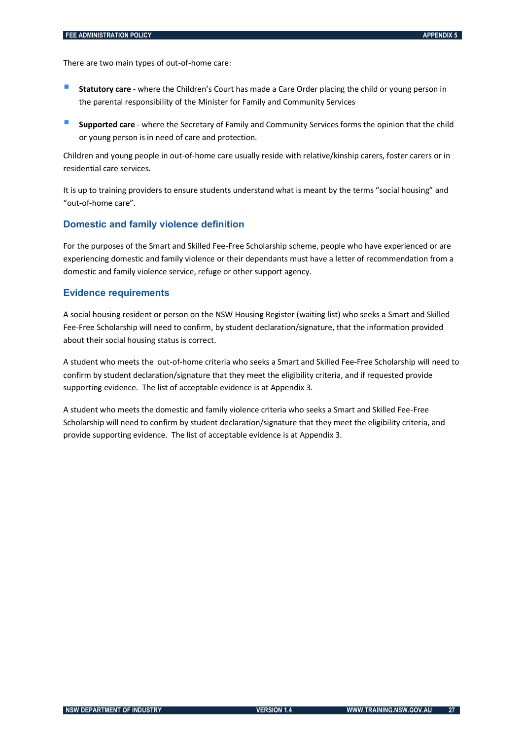There are two main types of out-of-home care:

- **Statutory care** - where the Children's Court has made a Care Order placing the child or young person in the parental responsibility of the Minister for Family and Community Services
- **Supported care** - where the Secretary of Family and Community Services forms the opinion that the child or young person is in need of care and protection.

Children and young people in out-of-home care usually reside with relative/kinship carers, foster carers or in residential care services.

It is up to training providers to ensure students understand what is meant by the terms "social housing" and "out-of-home care".

### Domestic and family violence definition

For the purposes of the Smart and Skilled Fee-Free Scholarship scheme, people who have experienced or are experiencing domestic and family violence or their dependants must have a letter of recommendation from a domestic and family violence service, refuge or other support agency.

### Evidence requirements

A social housing resident or person on the NSW Housing Register (waiting list) who seeks a Smart and Skilled Fee-Free Scholarship will need to confirm, by student declaration/signature, that the information provided about their social housing status is correct.

A student who meets the out-of-home criteria who seeks a Smart and Skilled Fee-Free Scholarship will need to confirm by student declaration/signature that they meet the eligibility criteria, and if requested provide supporting evidence. The list of acceptable evidence is at Appendix 3.

A student who meets the domestic and family violence criteria who seeks a Smart and Skilled Fee-Free Scholarship will need to confirm by student declaration/signature that they meet the eligibility criteria, and provide supporting evidence. The list of acceptable evidence is at Appendix 3.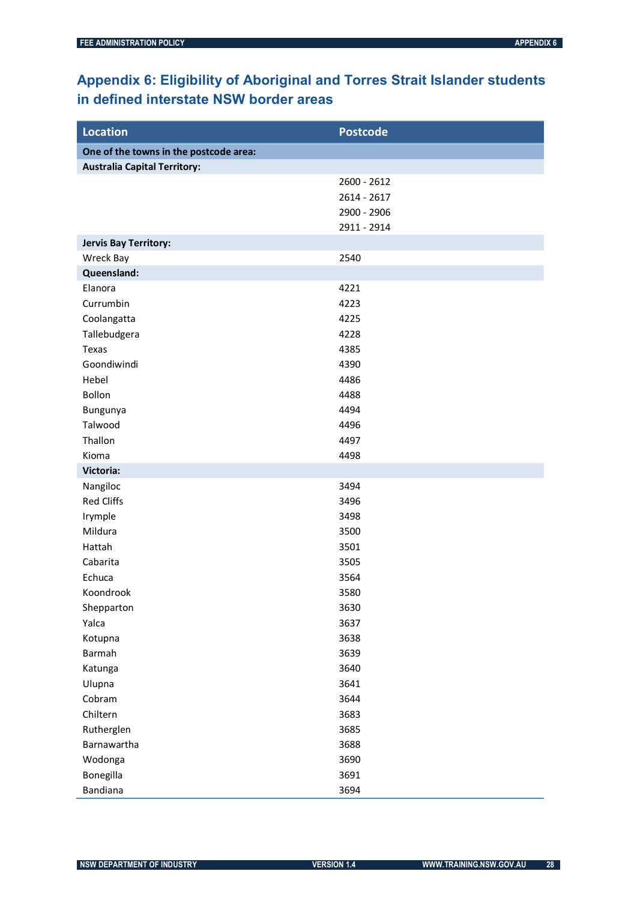## Appendix 6: Eligibility of Aboriginal and Torres Strait Islander students in defined interstate NSW border areas

| Location | Postcode |
|---|---|
| **One of the towns in the postcode area:** | |
| **Australia Capital Territory:** | |
| | 2600 - 2612 |
| | 2614 - 2617 |
| | 2900 - 2906 |
| | 2911 - 2914 |
| **Jervis Bay Territory:** | |
| Wreck Bay | 2540 |
| **Queensland:** | |
| Elanora | 4221 |
| Currumbin | 4223 |
| Coolangatta | 4225 |
| Tallebudgera | 4228 |
| Texas | 4385 |
| Goondiwindi | 4390 |
| Hebel | 4486 |
| Bollon | 4488 |
| Bungunya | 4494 |
| Talwood | 4496 |
| Thallon | 4497 |
| Kioma | 4498 |
| **Victoria:** | |
| Nangiloc | 3494 |
| Red Cliffs | 3496 |
| Irymple | 3498 |
| Mildura | 3500 |
| Hattah | 3501 |
| Cabarita | 3505 |
| Echuca | 3564 |
| Koondrook | 3580 |
| Shepparton | 3630 |
| Yalca | 3637 |
| Kotupna | 3638 |
| Barmah | 3639 |
| Katunga | 3640 |
| Ulupna | 3641 |
| Cobram | 3644 |
| Chiltern | 3683 |
| Rutherglen | 3685 |
| Barnawartha | 3688 |
| Wodonga | 3690 |
| Bonegilla | 3691 |
| Bandiana | 3694 |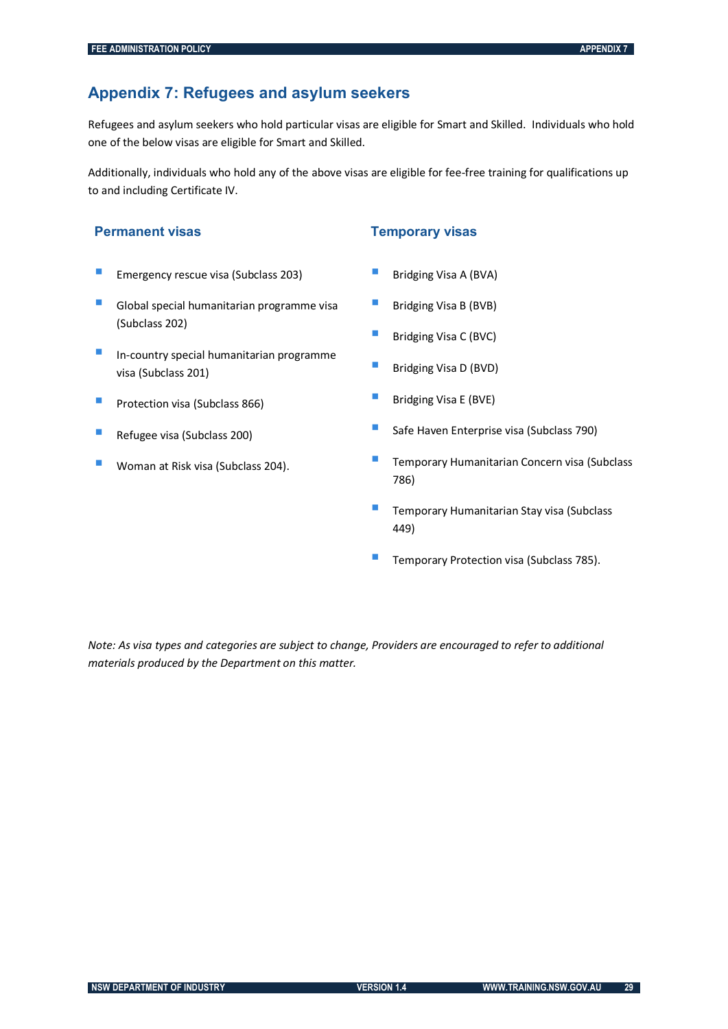## Appendix 7: Refugees and asylum seekers

Refugees and asylum seekers who hold particular visas are eligible for Smart and Skilled. Individuals who hold one of the below visas are eligible for Smart and Skilled.

Additionally, individuals who hold any of the above visas are eligible for fee-free training for qualifications up to and including Certificate IV.

### Permanent visas

- Emergency rescue visa (Subclass 203)
- Global special humanitarian programme visa (Subclass 202)
- In-country special humanitarian programme visa (Subclass 201)
- Protection visa (Subclass 866)
- Refugee visa (Subclass 200)
- Woman at Risk visa (Subclass 204).

### Temporary visas

- Bridging Visa A (BVA)
- Bridging Visa B (BVB)
- Bridging Visa C (BVC)
- Bridging Visa D (BVD)
- Bridging Visa E (BVE)
- Safe Haven Enterprise visa (Subclass 790)
- Temporary Humanitarian Concern visa (Subclass 786)
- Temporary Humanitarian Stay visa (Subclass 449)
- Temporary Protection visa (Subclass 785).

*Note: As visa types and categories are subject to change, Providers are encouraged to refer to additional materials produced by the Department on this matter.*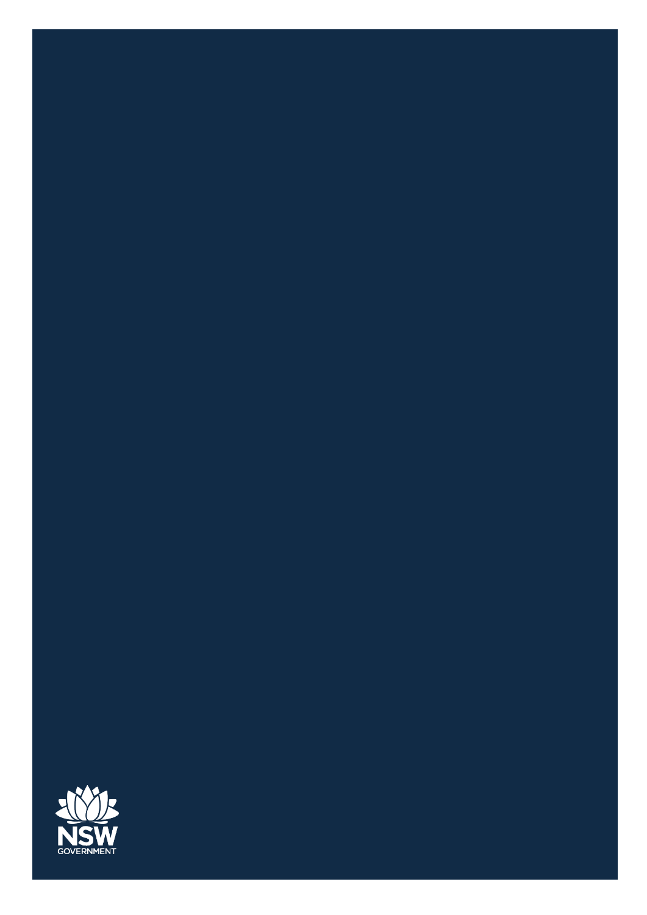NSW GOVERNMENT